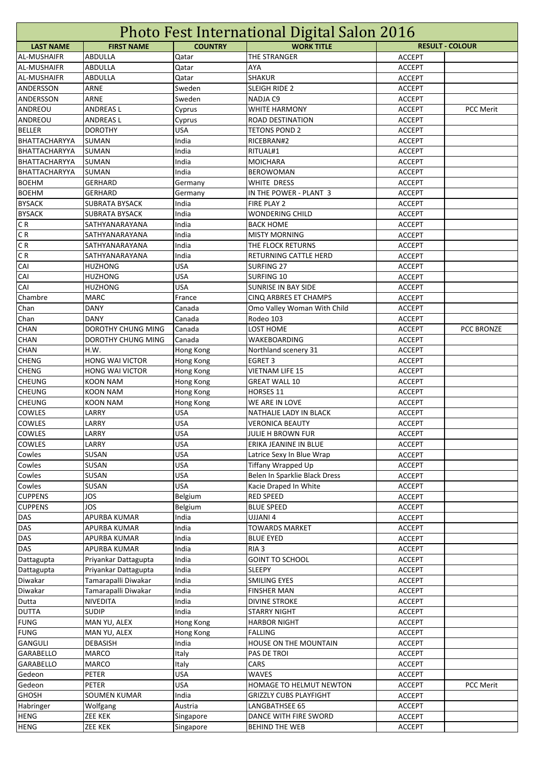# Photo Fest International Digital Salon 2016

| LAST NAME | FIRST NAME | COUNTRY | WORK TITLE | RESULT - COLOUR | |
|---|---|---|---|---|---|
| AL-MUSHAIFR | ABDULLA | Qatar | THE STRANGER | ACCEPT | |
| AL-MUSHAIFR | ABDULLA | Qatar | AYA | ACCEPT | |
| AL-MUSHAIFR | ABDULLA | Qatar | SHAKUR | ACCEPT | |
| ANDERSSON | ARNE | Sweden | SLEIGH RIDE 2 | ACCEPT | |
| ANDERSSON | ARNE | Sweden | NADJA C9 | ACCEPT | |
| ANDREOU | ANDREAS L | Cyprus | WHITE HARMONY | ACCEPT | PCC Merit |
| ANDREOU | ANDREAS L | Cyprus | ROAD DESTINATION | ACCEPT | |
| BELLER | DOROTHY | USA | TETONS POND 2 | ACCEPT | |
| BHATTACHARYYA | SUMAN | India | RICEBRAN#2 | ACCEPT | |
| BHATTACHARYYA | SUMAN | India | RITUAL#1 | ACCEPT | |
| BHATTACHARYYA | SUMAN | India | MOICHARA | ACCEPT | |
| BHATTACHARYYA | SUMAN | India | BEROWOMAN | ACCEPT | |
| BOEHM | GERHARD | Germany | WHITE DRESS | ACCEPT | |
| BOEHM | GERHARD | Germany | IN THE POWER - PLANT 3 | ACCEPT | |
| BYSACK | SUBRATA BYSACK | India | FIRE PLAY 2 | ACCEPT | |
| BYSACK | SUBRATA BYSACK | India | WONDERING CHILD | ACCEPT | |
| C R | SATHYANARAYANA | India | BACK HOME | ACCEPT | |
| C R | SATHYANARAYANA | India | MISTY MORNING | ACCEPT | |
| C R | SATHYANARAYANA | India | THE FLOCK RETURNS | ACCEPT | |
| C R | SATHYANARAYANA | India | RETURNING CATTLE HERD | ACCEPT | |
| CAI | HUZHONG | USA | SURFING 27 | ACCEPT | |
| CAI | HUZHONG | USA | SURFING 10 | ACCEPT | |
| CAI | HUZHONG | USA | SUNRISE IN BAY SIDE | ACCEPT | |
| Chambre | MARC | France | CINQ ARBRES ET CHAMPS | ACCEPT | |
| Chan | DANY | Canada | Omo Valley Woman With Child | ACCEPT | |
| Chan | DANY | Canada | Rodeo 103 | ACCEPT | |
| CHAN | DOROTHY CHUNG MING | Canada | LOST HOME | ACCEPT | PCC BRONZE |
| CHAN | DOROTHY CHUNG MING | Canada | WAKEBOARDING | ACCEPT | |
| CHAN | H.W. | Hong Kong | Northland scenery 31 | ACCEPT | |
| CHENG | HONG WAI VICTOR | Hong Kong | EGRET 3 | ACCEPT | |
| CHENG | HONG WAI VICTOR | Hong Kong | VIETNAM LIFE 15 | ACCEPT | |
| CHEUNG | KOON NAM | Hong Kong | GREAT WALL 10 | ACCEPT | |
| CHEUNG | KOON NAM | Hong Kong | HORSES 11 | ACCEPT | |
| CHEUNG | KOON NAM | Hong Kong | WE ARE IN LOVE | ACCEPT | |
| COWLES | LARRY | USA | NATHALIE LADY IN BLACK | ACCEPT | |
| COWLES | LARRY | USA | VERONICA BEAUTY | ACCEPT | |
| COWLES | LARRY | USA | JULIE H BROWN FUR | ACCEPT | |
| COWLES | LARRY | USA | ERIKA JEANINE IN BLUE | ACCEPT | |
| Cowles | SUSAN | USA | Latrice Sexy In Blue Wrap | ACCEPT | |
| Cowles | SUSAN | USA | Tiffany Wrapped Up | ACCEPT | |
| Cowles | SUSAN | USA | Belen In Sparklie Black Dress | ACCEPT | |
| Cowles | SUSAN | USA | Kacie Draped In White | ACCEPT | |
| CUPPENS | JOS | Belgium | RED SPEED | ACCEPT | |
| CUPPENS | JOS | Belgium | BLUE SPEED | ACCEPT | |
| DAS | APURBA KUMAR | India | UJJANI 4 | ACCEPT | |
| DAS | APURBA KUMAR | India | TOWARDS MARKET | ACCEPT | |
| DAS | APURBA KUMAR | India | BLUE EYED | ACCEPT | |
| DAS | APURBA KUMAR | India | RIA 3 | ACCEPT | |
| Dattagupta | Priyankar Dattagupta | India | GOINT TO SCHOOL | ACCEPT | |
| Dattagupta | Priyankar Dattagupta | India | SLEEPY | ACCEPT | |
| Diwakar | Tamarapalli Diwakar | India | SMILING EYES | ACCEPT | |
| Diwakar | Tamarapalli Diwakar | India | FINSHER MAN | ACCEPT | |
| Dutta | NIVEDITA | India | DIVINE STROKE | ACCEPT | |
| DUTTA | SUDIP | India | STARRY NIGHT | ACCEPT | |
| FUNG | MAN YU, ALEX | Hong Kong | HARBOR NIGHT | ACCEPT | |
| FUNG | MAN YU, ALEX | Hong Kong | FALLING | ACCEPT | |
| GANGULI | DEBASISH | India | HOUSE ON THE MOUNTAIN | ACCEPT | |
| GARABELLO | MARCO | Italy | PAS DE TROI | ACCEPT | |
| GARABELLO | MARCO | Italy | CARS | ACCEPT | |
| Gedeon | PETER | USA | WAVES | ACCEPT | |
| Gedeon | PETER | USA | HOMAGE TO HELMUT NEWTON | ACCEPT | PCC Merit |
| GHOSH | SOUMEN KUMAR | India | GRIZZLY CUBS PLAYFIGHT | ACCEPT | |
| Habringer | Wolfgang | Austria | LANGBATHSEE 65 | ACCEPT | |
| HENG | ZEE KEK | Singapore | DANCE WITH FIRE SWORD | ACCEPT | |
| HENG | ZEE KEK | Singapore | BEHIND THE WEB | ACCEPT | |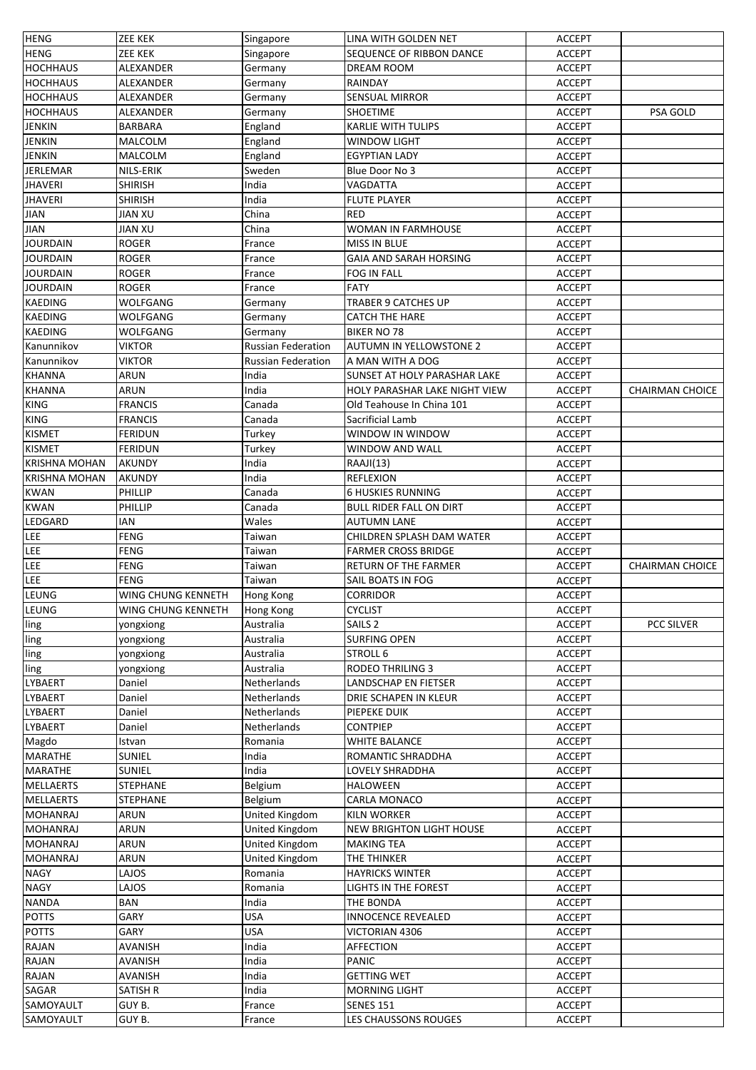| | | | | | |
|---|---|---|---|---|---|
| HENG | ZEE KEK | Singapore | LINA WITH GOLDEN NET | ACCEPT | |
| HENG | ZEE KEK | Singapore | SEQUENCE OF RIBBON DANCE | ACCEPT | |
| HOCHHAUS | ALEXANDER | Germany | DREAM ROOM | ACCEPT | |
| HOCHHAUS | ALEXANDER | Germany | RAINDAY | ACCEPT | |
| HOCHHAUS | ALEXANDER | Germany | SENSUAL MIRROR | ACCEPT | |
| HOCHHAUS | ALEXANDER | Germany | SHOETIME | ACCEPT | PSA GOLD |
| JENKIN | BARBARA | England | KARLIE WITH TULIPS | ACCEPT | |
| JENKIN | MALCOLM | England | WINDOW LIGHT | ACCEPT | |
| JENKIN | MALCOLM | England | EGYPTIAN LADY | ACCEPT | |
| JERLEMAR | NILS-ERIK | Sweden | Blue Door No 3 | ACCEPT | |
| JHAVERI | SHIRISH | India | VAGDATTA | ACCEPT | |
| JHAVERI | SHIRISH | India | FLUTE PLAYER | ACCEPT | |
| JIAN | JIAN XU | China | RED | ACCEPT | |
| JIAN | JIAN XU | China | WOMAN IN FARMHOUSE | ACCEPT | |
| JOURDAIN | ROGER | France | MISS IN BLUE | ACCEPT | |
| JOURDAIN | ROGER | France | GAIA AND SARAH HORSING | ACCEPT | |
| JOURDAIN | ROGER | France | FOG IN FALL | ACCEPT | |
| JOURDAIN | ROGER | France | FATY | ACCEPT | |
| KAEDING | WOLFGANG | Germany | TRABER 9 CATCHES UP | ACCEPT | |
| KAEDING | WOLFGANG | Germany | CATCH THE HARE | ACCEPT | |
| KAEDING | WOLFGANG | Germany | BIKER NO 78 | ACCEPT | |
| Kanunnikov | VIKTOR | Russian Federation | AUTUMN IN YELLOWSTONE 2 | ACCEPT | |
| Kanunnikov | VIKTOR | Russian Federation | A MAN WITH A DOG | ACCEPT | |
| KHANNA | ARUN | India | SUNSET AT HOLY PARASHAR LAKE | ACCEPT | |
| KHANNA | ARUN | India | HOLY PARASHAR LAKE NIGHT VIEW | ACCEPT | CHAIRMAN CHOICE |
| KING | FRANCIS | Canada | Old Teahouse In China 101 | ACCEPT | |
| KING | FRANCIS | Canada | Sacrificial Lamb | ACCEPT | |
| KISMET | FERIDUN | Turkey | WINDOW IN WINDOW | ACCEPT | |
| KISMET | FERIDUN | Turkey | WINDOW AND WALL | ACCEPT | |
| KRISHNA MOHAN | AKUNDY | India | RAAJI(13) | ACCEPT | |
| KRISHNA MOHAN | AKUNDY | India | REFLEXION | ACCEPT | |
| KWAN | PHILLIP | Canada | 6 HUSKIES RUNNING | ACCEPT | |
| KWAN | PHILLIP | Canada | BULL RIDER FALL ON DIRT | ACCEPT | |
| LEDGARD | IAN | Wales | AUTUMN LANE | ACCEPT | |
| LEE | FENG | Taiwan | CHILDREN SPLASH DAM WATER | ACCEPT | |
| LEE | FENG | Taiwan | FARMER CROSS BRIDGE | ACCEPT | |
| LEE | FENG | Taiwan | RETURN OF THE FARMER | ACCEPT | CHAIRMAN CHOICE |
| LEE | FENG | Taiwan | SAIL BOATS IN FOG | ACCEPT | |
| LEUNG | WING CHUNG KENNETH | Hong Kong | CORRIDOR | ACCEPT | |
| LEUNG | WING CHUNG KENNETH | Hong Kong | CYCLIST | ACCEPT | |
| ling | yongxiong | Australia | SAILS 2 | ACCEPT | PCC SILVER |
| ling | yongxiong | Australia | SURFING OPEN | ACCEPT | |
| ling | yongxiong | Australia | STROLL 6 | ACCEPT | |
| ling | yongxiong | Australia | RODEO THRILING 3 | ACCEPT | |
| LYBAERT | Daniel | Netherlands | LANDSCHAP EN FIETSER | ACCEPT | |
| LYBAERT | Daniel | Netherlands | DRIE SCHAPEN IN KLEUR | ACCEPT | |
| LYBAERT | Daniel | Netherlands | PIEPEKE DUIK | ACCEPT | |
| LYBAERT | Daniel | Netherlands | CONTPIEP | ACCEPT | |
| Magdo | Istvan | Romania | WHITE BALANCE | ACCEPT | |
| MARATHE | SUNIEL | India | ROMANTIC SHRADDHA | ACCEPT | |
| MARATHE | SUNIEL | India | LOVELY SHRADDHA | ACCEPT | |
| MELLAERTS | STEPHANE | Belgium | HALOWEEN | ACCEPT | |
| MELLAERTS | STEPHANE | Belgium | CARLA MONACO | ACCEPT | |
| MOHANRAJ | ARUN | United Kingdom | KILN WORKER | ACCEPT | |
| MOHANRAJ | ARUN | United Kingdom | NEW BRIGHTON LIGHT HOUSE | ACCEPT | |
| MOHANRAJ | ARUN | United Kingdom | MAKING TEA | ACCEPT | |
| MOHANRAJ | ARUN | United Kingdom | THE THINKER | ACCEPT | |
| NAGY | LAJOS | Romania | HAYRICKS WINTER | ACCEPT | |
| NAGY | LAJOS | Romania | LIGHTS IN THE FOREST | ACCEPT | |
| NANDA | BAN | India | THE BONDA | ACCEPT | |
| POTTS | GARY | USA | INNOCENCE REVEALED | ACCEPT | |
| POTTS | GARY | USA | VICTORIAN 4306 | ACCEPT | |
| RAJAN | AVANISH | India | AFFECTION | ACCEPT | |
| RAJAN | AVANISH | India | PANIC | ACCEPT | |
| RAJAN | AVANISH | India | GETTING WET | ACCEPT | |
| SAGAR | SATISH R | India | MORNING LIGHT | ACCEPT | |
| SAMOYAULT | GUY B. | France | SENES 151 | ACCEPT | |
| SAMOYAULT | GUY B. | France | LES CHAUSSONS ROUGES | ACCEPT | |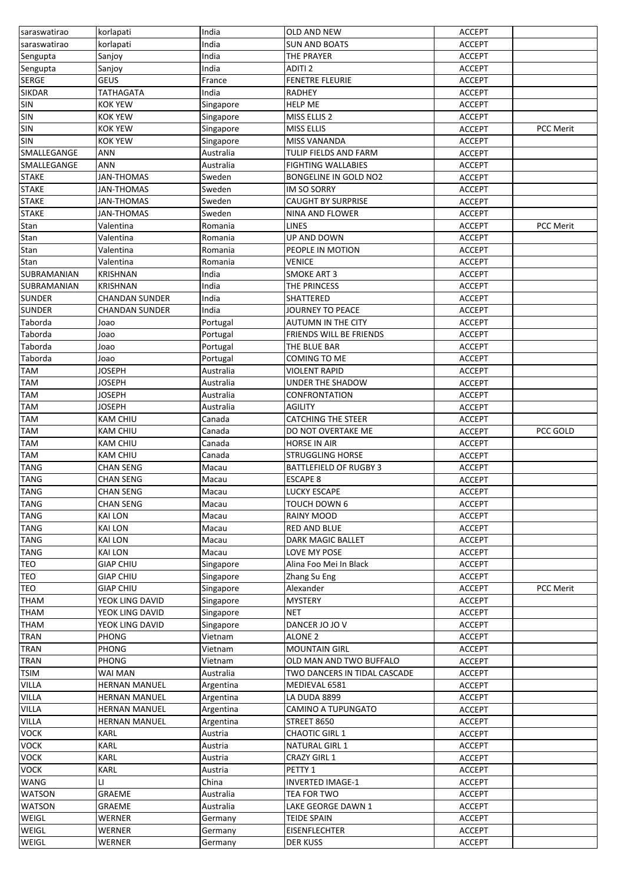| | | | | | |
|---|---|---|---|---|---|
| saraswatirao | korlapati | India | OLD AND NEW | ACCEPT | |
| saraswatirao | korlapati | India | SUN AND BOATS | ACCEPT | |
| Sengupta | Sanjoy | India | THE PRAYER | ACCEPT | |
| Sengupta | Sanjoy | India | ADITI 2 | ACCEPT | |
| SERGE | GEUS | France | FENETRE FLEURIE | ACCEPT | |
| SIKDAR | TATHAGATA | India | RADHEY | ACCEPT | |
| SIN | KOK YEW | Singapore | HELP ME | ACCEPT | |
| SIN | KOK YEW | Singapore | MISS ELLIS 2 | ACCEPT | |
| SIN | KOK YEW | Singapore | MISS ELLIS | ACCEPT | PCC Merit |
| SIN | KOK YEW | Singapore | MISS VANANDA | ACCEPT | |
| SMALLEGANGE | ANN | Australia | TULIP FIELDS AND FARM | ACCEPT | |
| SMALLEGANGE | ANN | Australia | FIGHTING WALLABIES | ACCEPT | |
| STAKE | JAN-THOMAS | Sweden | BONGELINE IN GOLD NO2 | ACCEPT | |
| STAKE | JAN-THOMAS | Sweden | IM SO SORRY | ACCEPT | |
| STAKE | JAN-THOMAS | Sweden | CAUGHT BY SURPRISE | ACCEPT | |
| STAKE | JAN-THOMAS | Sweden | NINA AND FLOWER | ACCEPT | |
| Stan | Valentina | Romania | LINES | ACCEPT | PCC Merit |
| Stan | Valentina | Romania | UP AND DOWN | ACCEPT | |
| Stan | Valentina | Romania | PEOPLE IN MOTION | ACCEPT | |
| Stan | Valentina | Romania | VENICE | ACCEPT | |
| SUBRAMANIAN | KRISHNAN | India | SMOKE ART 3 | ACCEPT | |
| SUBRAMANIAN | KRISHNAN | India | THE PRINCESS | ACCEPT | |
| SUNDER | CHANDAN SUNDER | India | SHATTERED | ACCEPT | |
| SUNDER | CHANDAN SUNDER | India | JOURNEY TO PEACE | ACCEPT | |
| Taborda | Joao | Portugal | AUTUMN IN THE CITY | ACCEPT | |
| Taborda | Joao | Portugal | FRIENDS WILL BE FRIENDS | ACCEPT | |
| Taborda | Joao | Portugal | THE BLUE BAR | ACCEPT | |
| Taborda | Joao | Portugal | COMING TO ME | ACCEPT | |
| TAM | JOSEPH | Australia | VIOLENT RAPID | ACCEPT | |
| TAM | JOSEPH | Australia | UNDER THE SHADOW | ACCEPT | |
| TAM | JOSEPH | Australia | CONFRONTATION | ACCEPT | |
| TAM | JOSEPH | Australia | AGILITY | ACCEPT | |
| TAM | KAM CHIU | Canada | CATCHING THE STEER | ACCEPT | |
| TAM | KAM CHIU | Canada | DO NOT OVERTAKE ME | ACCEPT | PCC GOLD |
| TAM | KAM CHIU | Canada | HORSE IN AIR | ACCEPT | |
| TAM | KAM CHIU | Canada | STRUGGLING HORSE | ACCEPT | |
| TANG | CHAN SENG | Macau | BATTLEFIELD OF RUGBY 3 | ACCEPT | |
| TANG | CHAN SENG | Macau | ESCAPE 8 | ACCEPT | |
| TANG | CHAN SENG | Macau | LUCKY ESCAPE | ACCEPT | |
| TANG | CHAN SENG | Macau | TOUCH DOWN 6 | ACCEPT | |
| TANG | KAI LON | Macau | RAINY MOOD | ACCEPT | |
| TANG | KAI LON | Macau | RED AND BLUE | ACCEPT | |
| TANG | KAI LON | Macau | DARK MAGIC BALLET | ACCEPT | |
| TANG | KAI LON | Macau | LOVE MY POSE | ACCEPT | |
| TEO | GIAP CHIU | Singapore | Alina Foo Mei In Black | ACCEPT | |
| TEO | GIAP CHIU | Singapore | Zhang Su Eng | ACCEPT | |
| TEO | GIAP CHIU | Singapore | Alexander | ACCEPT | PCC Merit |
| THAM | YEOK LING DAVID | Singapore | MYSTERY | ACCEPT | |
| THAM | YEOK LING DAVID | Singapore | NET | ACCEPT | |
| THAM | YEOK LING DAVID | Singapore | DANCER JO JO V | ACCEPT | |
| TRAN | PHONG | Vietnam | ALONE 2 | ACCEPT | |
| TRAN | PHONG | Vietnam | MOUNTAIN GIRL | ACCEPT | |
| TRAN | PHONG | Vietnam | OLD MAN AND TWO BUFFALO | ACCEPT | |
| TSIM | WAI MAN | Australia | TWO DANCERS IN TIDAL CASCADE | ACCEPT | |
| VILLA | HERNAN MANUEL | Argentina | MEDIEVAL 6581 | ACCEPT | |
| VILLA | HERNAN MANUEL | Argentina | LA DUDA 8899 | ACCEPT | |
| VILLA | HERNAN MANUEL | Argentina | CAMINO A TUPUNGATO | ACCEPT | |
| VILLA | HERNAN MANUEL | Argentina | STREET 8650 | ACCEPT | |
| VOCK | KARL | Austria | CHAOTIC GIRL 1 | ACCEPT | |
| VOCK | KARL | Austria | NATURAL GIRL 1 | ACCEPT | |
| VOCK | KARL | Austria | CRAZY GIRL 1 | ACCEPT | |
| VOCK | KARL | Austria | PETTY 1 | ACCEPT | |
| WANG | LI | China | INVERTED IMAGE-1 | ACCEPT | |
| WATSON | GRAEME | Australia | TEA FOR TWO | ACCEPT | |
| WATSON | GRAEME | Australia | LAKE GEORGE DAWN 1 | ACCEPT | |
| WEIGL | WERNER | Germany | TEIDE SPAIN | ACCEPT | |
| WEIGL | WERNER | Germany | EISENFLECHTER | ACCEPT | |
| WEIGL | WERNER | Germany | DER KUSS | ACCEPT | |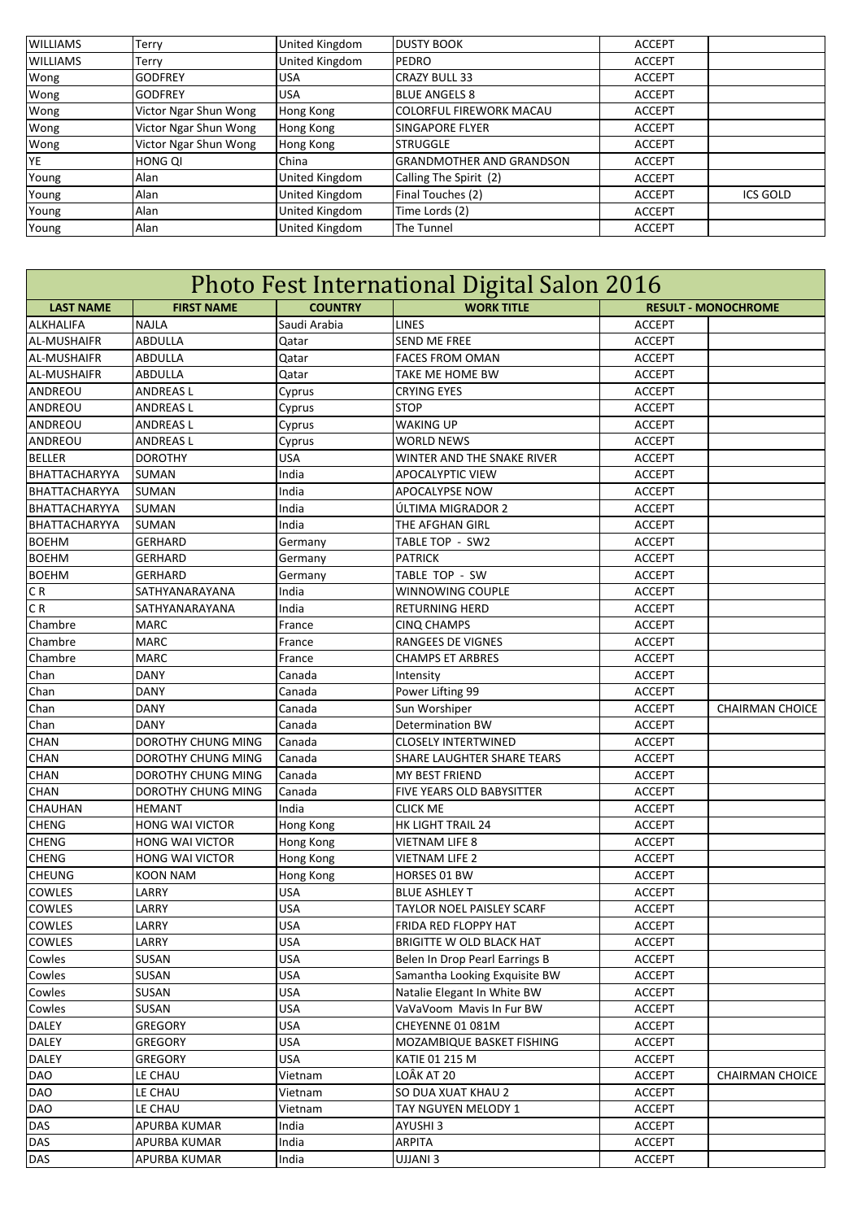| | | | | | |
|---|---|---|---|---|---|
| WILLIAMS | Terry | United Kingdom | DUSTY BOOK | ACCEPT | |
| WILLIAMS | Terry | United Kingdom | PEDRO | ACCEPT | |
| Wong | GODFREY | USA | CRAZY BULL 33 | ACCEPT | |
| Wong | GODFREY | USA | BLUE ANGELS 8 | ACCEPT | |
| Wong | Victor Ngar Shun Wong | Hong Kong | COLORFUL FIREWORK MACAU | ACCEPT | |
| Wong | Victor Ngar Shun Wong | Hong Kong | SINGAPORE FLYER | ACCEPT | |
| Wong | Victor Ngar Shun Wong | Hong Kong | STRUGGLE | ACCEPT | |
| YE | HONG QI | China | GRANDMOTHER AND GRANDSON | ACCEPT | |
| Young | Alan | United Kingdom | Calling The Spirit (2) | ACCEPT | |
| Young | Alan | United Kingdom | Final Touches (2) | ACCEPT | ICS GOLD |
| Young | Alan | United Kingdom | Time Lords (2) | ACCEPT | |
| Young | Alan | United Kingdom | The Tunnel | ACCEPT | |

# Photo Fest International Digital Salon 2016

| LAST NAME | FIRST NAME | COUNTRY | WORK TITLE | RESULT - MONOCHROME | |
|---|---|---|---|---|---|
| ALKHALIFA | NAJLA | Saudi Arabia | LINES | ACCEPT | |
| AL-MUSHAIFR | ABDULLA | Qatar | SEND ME FREE | ACCEPT | |
| AL-MUSHAIFR | ABDULLA | Qatar | FACES FROM OMAN | ACCEPT | |
| AL-MUSHAIFR | ABDULLA | Qatar | TAKE ME HOME BW | ACCEPT | |
| ANDREOU | ANDREAS L | Cyprus | CRYING EYES | ACCEPT | |
| ANDREOU | ANDREAS L | Cyprus | STOP | ACCEPT | |
| ANDREOU | ANDREAS L | Cyprus | WAKING UP | ACCEPT | |
| ANDREOU | ANDREAS L | Cyprus | WORLD NEWS | ACCEPT | |
| BELLER | DOROTHY | USA | WINTER AND THE SNAKE RIVER | ACCEPT | |
| BHATTACHARYYA | SUMAN | India | APOCALYPTIC VIEW | ACCEPT | |
| BHATTACHARYYA | SUMAN | India | APOCALYPSE NOW | ACCEPT | |
| BHATTACHARYYA | SUMAN | India | ÚLTIMA MIGRADOR 2 | ACCEPT | |
| BHATTACHARYYA | SUMAN | India | THE AFGHAN GIRL | ACCEPT | |
| BOEHM | GERHARD | Germany | TABLE TOP - SW2 | ACCEPT | |
| BOEHM | GERHARD | Germany | PATRICK | ACCEPT | |
| BOEHM | GERHARD | Germany | TABLE TOP - SW | ACCEPT | |
| C R | SATHYANARAYANA | India | WINNOWING COUPLE | ACCEPT | |
| C R | SATHYANARAYANA | India | RETURNING HERD | ACCEPT | |
| Chambre | MARC | France | CINQ CHAMPS | ACCEPT | |
| Chambre | MARC | France | RANGEES DE VIGNES | ACCEPT | |
| Chambre | MARC | France | CHAMPS ET ARBRES | ACCEPT | |
| Chan | DANY | Canada | Intensity | ACCEPT | |
| Chan | DANY | Canada | Power Lifting 99 | ACCEPT | |
| Chan | DANY | Canada | Sun Worshiper | ACCEPT | CHAIRMAN CHOICE |
| Chan | DANY | Canada | Determination BW | ACCEPT | |
| CHAN | DOROTHY CHUNG MING | Canada | CLOSELY INTERTWINED | ACCEPT | |
| CHAN | DOROTHY CHUNG MING | Canada | SHARE LAUGHTER SHARE TEARS | ACCEPT | |
| CHAN | DOROTHY CHUNG MING | Canada | MY BEST FRIEND | ACCEPT | |
| CHAN | DOROTHY CHUNG MING | Canada | FIVE YEARS OLD BABYSITTER | ACCEPT | |
| CHAUHAN | HEMANT | India | CLICK ME | ACCEPT | |
| CHENG | HONG WAI VICTOR | Hong Kong | HK LIGHT TRAIL 24 | ACCEPT | |
| CHENG | HONG WAI VICTOR | Hong Kong | VIETNAM LIFE 8 | ACCEPT | |
| CHENG | HONG WAI VICTOR | Hong Kong | VIETNAM LIFE 2 | ACCEPT | |
| CHEUNG | KOON NAM | Hong Kong | HORSES 01 BW | ACCEPT | |
| COWLES | LARRY | USA | BLUE ASHLEY T | ACCEPT | |
| COWLES | LARRY | USA | TAYLOR NOEL PAISLEY SCARF | ACCEPT | |
| COWLES | LARRY | USA | FRIDA RED FLOPPY HAT | ACCEPT | |
| COWLES | LARRY | USA | BRIGITTE W OLD BLACK HAT | ACCEPT | |
| Cowles | SUSAN | USA | Belen In Drop Pearl Earrings B | ACCEPT | |
| Cowles | SUSAN | USA | Samantha Looking Exquisite BW | ACCEPT | |
| Cowles | SUSAN | USA | Natalie Elegant In White BW | ACCEPT | |
| Cowles | SUSAN | USA | VaVaVoom Mavis In Fur BW | ACCEPT | |
| DALEY | GREGORY | USA | CHEYENNE 01 081M | ACCEPT | |
| DALEY | GREGORY | USA | MOZAMBIQUE BASKET FISHING | ACCEPT | |
| DALEY | GREGORY | USA | KATIE 01 215 M | ACCEPT | |
| DAO | LE CHAU | Vietnam | LOÂK AT 20 | ACCEPT | CHAIRMAN CHOICE |
| DAO | LE CHAU | Vietnam | SO DUA XUAT KHAU 2 | ACCEPT | |
| DAO | LE CHAU | Vietnam | TAY NGUYEN MELODY 1 | ACCEPT | |
| DAS | APURBA KUMAR | India | AYUSHI 3 | ACCEPT | |
| DAS | APURBA KUMAR | India | ARPITA | ACCEPT | |
| DAS | APURBA KUMAR | India | UJJANI 3 | ACCEPT | |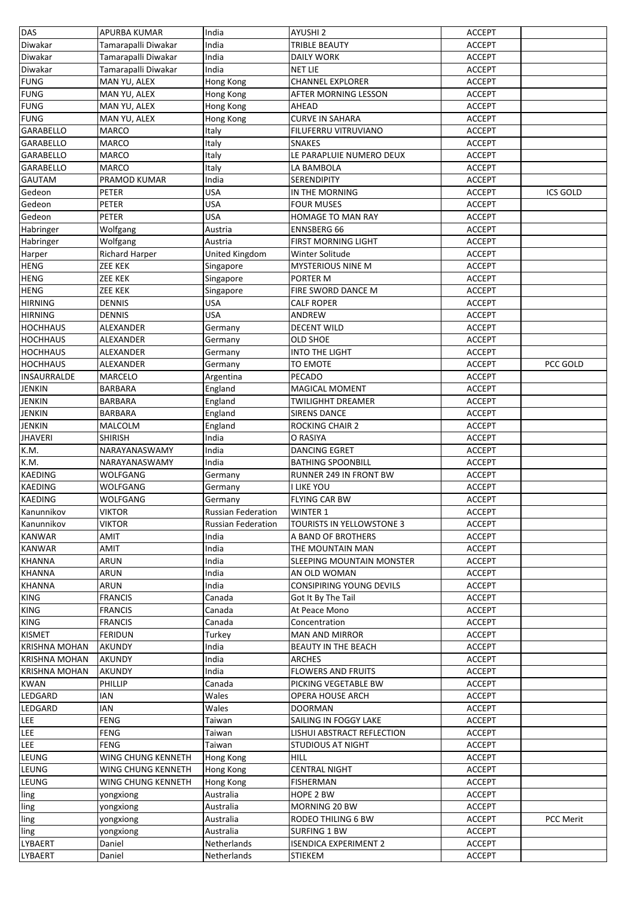| | | | | | |
|---|---|---|---|---|---|
| DAS | APURBA KUMAR | India | AYUSHI 2 | ACCEPT | |
| Diwakar | Tamarapalli Diwakar | India | TRIBLE BEAUTY | ACCEPT | |
| Diwakar | Tamarapalli Diwakar | India | DAILY WORK | ACCEPT | |
| Diwakar | Tamarapalli Diwakar | India | NET LIE | ACCEPT | |
| FUNG | MAN YU, ALEX | Hong Kong | CHANNEL EXPLORER | ACCEPT | |
| FUNG | MAN YU, ALEX | Hong Kong | AFTER MORNING LESSON | ACCEPT | |
| FUNG | MAN YU, ALEX | Hong Kong | AHEAD | ACCEPT | |
| FUNG | MAN YU, ALEX | Hong Kong | CURVE IN SAHARA | ACCEPT | |
| GARABELLO | MARCO | Italy | FILUFERRU VITRUVIANO | ACCEPT | |
| GARABELLO | MARCO | Italy | SNAKES | ACCEPT | |
| GARABELLO | MARCO | Italy | LE PARAPLUIE NUMERO DEUX | ACCEPT | |
| GARABELLO | MARCO | Italy | LA BAMBOLA | ACCEPT | |
| GAUTAM | PRAMOD KUMAR | India | SERENDIPITY | ACCEPT | |
| Gedeon | PETER | USA | IN THE MORNING | ACCEPT | ICS GOLD |
| Gedeon | PETER | USA | FOUR MUSES | ACCEPT | |
| Gedeon | PETER | USA | HOMAGE TO MAN RAY | ACCEPT | |
| Habringer | Wolfgang | Austria | ENNSBERG 66 | ACCEPT | |
| Habringer | Wolfgang | Austria | FIRST MORNING LIGHT | ACCEPT | |
| Harper | Richard Harper | United Kingdom | Winter Solitude | ACCEPT | |
| HENG | ZEE KEK | Singapore | MYSTERIOUS NINE M | ACCEPT | |
| HENG | ZEE KEK | Singapore | PORTER M | ACCEPT | |
| HENG | ZEE KEK | Singapore | FIRE SWORD DANCE M | ACCEPT | |
| HIRNING | DENNIS | USA | CALF ROPER | ACCEPT | |
| HIRNING | DENNIS | USA | ANDREW | ACCEPT | |
| HOCHHAUS | ALEXANDER | Germany | DECENT WILD | ACCEPT | |
| HOCHHAUS | ALEXANDER | Germany | OLD SHOE | ACCEPT | |
| HOCHHAUS | ALEXANDER | Germany | INTO THE LIGHT | ACCEPT | |
| HOCHHAUS | ALEXANDER | Germany | TO EMOTE | ACCEPT | PCC GOLD |
| INSAURRALDE | MARCELO | Argentina | PECADO | ACCEPT | |
| JENKIN | BARBARA | England | MAGICAL MOMENT | ACCEPT | |
| JENKIN | BARBARA | England | TWILIGHHT DREAMER | ACCEPT | |
| JENKIN | BARBARA | England | SIRENS DANCE | ACCEPT | |
| JENKIN | MALCOLM | England | ROCKING CHAIR 2 | ACCEPT | |
| JHAVERI | SHIRISH | India | O RASIYA | ACCEPT | |
| K.M. | NARAYANASWAMY | India | DANCING EGRET | ACCEPT | |
| K.M. | NARAYANASWAMY | India | BATHING SPOONBILL | ACCEPT | |
| KAEDING | WOLFGANG | Germany | RUNNER 249 IN FRONT BW | ACCEPT | |
| KAEDING | WOLFGANG | Germany | I LIKE YOU | ACCEPT | |
| KAEDING | WOLFGANG | Germany | FLYING CAR BW | ACCEPT | |
| Kanunnikov | VIKTOR | Russian Federation | WINTER 1 | ACCEPT | |
| Kanunnikov | VIKTOR | Russian Federation | TOURISTS IN YELLOWSTONE 3 | ACCEPT | |
| KANWAR | AMIT | India | A BAND OF BROTHERS | ACCEPT | |
| KANWAR | AMIT | India | THE MOUNTAIN MAN | ACCEPT | |
| KHANNA | ARUN | India | SLEEPING MOUNTAIN MONSTER | ACCEPT | |
| KHANNA | ARUN | India | AN OLD WOMAN | ACCEPT | |
| KHANNA | ARUN | India | CONSIPIRING YOUNG DEVILS | ACCEPT | |
| KING | FRANCIS | Canada | Got It By The Tail | ACCEPT | |
| KING | FRANCIS | Canada | At Peace Mono | ACCEPT | |
| KING | FRANCIS | Canada | Concentration | ACCEPT | |
| KISMET | FERIDUN | Turkey | MAN AND MIRROR | ACCEPT | |
| KRISHNA MOHAN | AKUNDY | India | BEAUTY IN THE BEACH | ACCEPT | |
| KRISHNA MOHAN | AKUNDY | India | ARCHES | ACCEPT | |
| KRISHNA MOHAN | AKUNDY | India | FLOWERS AND FRUITS | ACCEPT | |
| KWAN | PHILLIP | Canada | PICKING VEGETABLE BW | ACCEPT | |
| LEDGARD | IAN | Wales | OPERA HOUSE ARCH | ACCEPT | |
| LEDGARD | IAN | Wales | DOORMAN | ACCEPT | |
| LEE | FENG | Taiwan | SAILING IN FOGGY LAKE | ACCEPT | |
| LEE | FENG | Taiwan | LISHUI ABSTRACT REFLECTION | ACCEPT | |
| LEE | FENG | Taiwan | STUDIOUS AT NIGHT | ACCEPT | |
| LEUNG | WING CHUNG KENNETH | Hong Kong | HILL | ACCEPT | |
| LEUNG | WING CHUNG KENNETH | Hong Kong | CENTRAL NIGHT | ACCEPT | |
| LEUNG | WING CHUNG KENNETH | Hong Kong | FISHERMAN | ACCEPT | |
| ling | yongxiong | Australia | HOPE 2 BW | ACCEPT | |
| ling | yongxiong | Australia | MORNING 20 BW | ACCEPT | |
| ling | yongxiong | Australia | RODEO THILING 6 BW | ACCEPT | PCC Merit |
| ling | yongxiong | Australia | SURFING 1 BW | ACCEPT | |
| LYBAERT | Daniel | Netherlands | ISENDICA EXPERIMENT 2 | ACCEPT | |
| LYBAERT | Daniel | Netherlands | STIEKEM | ACCEPT | |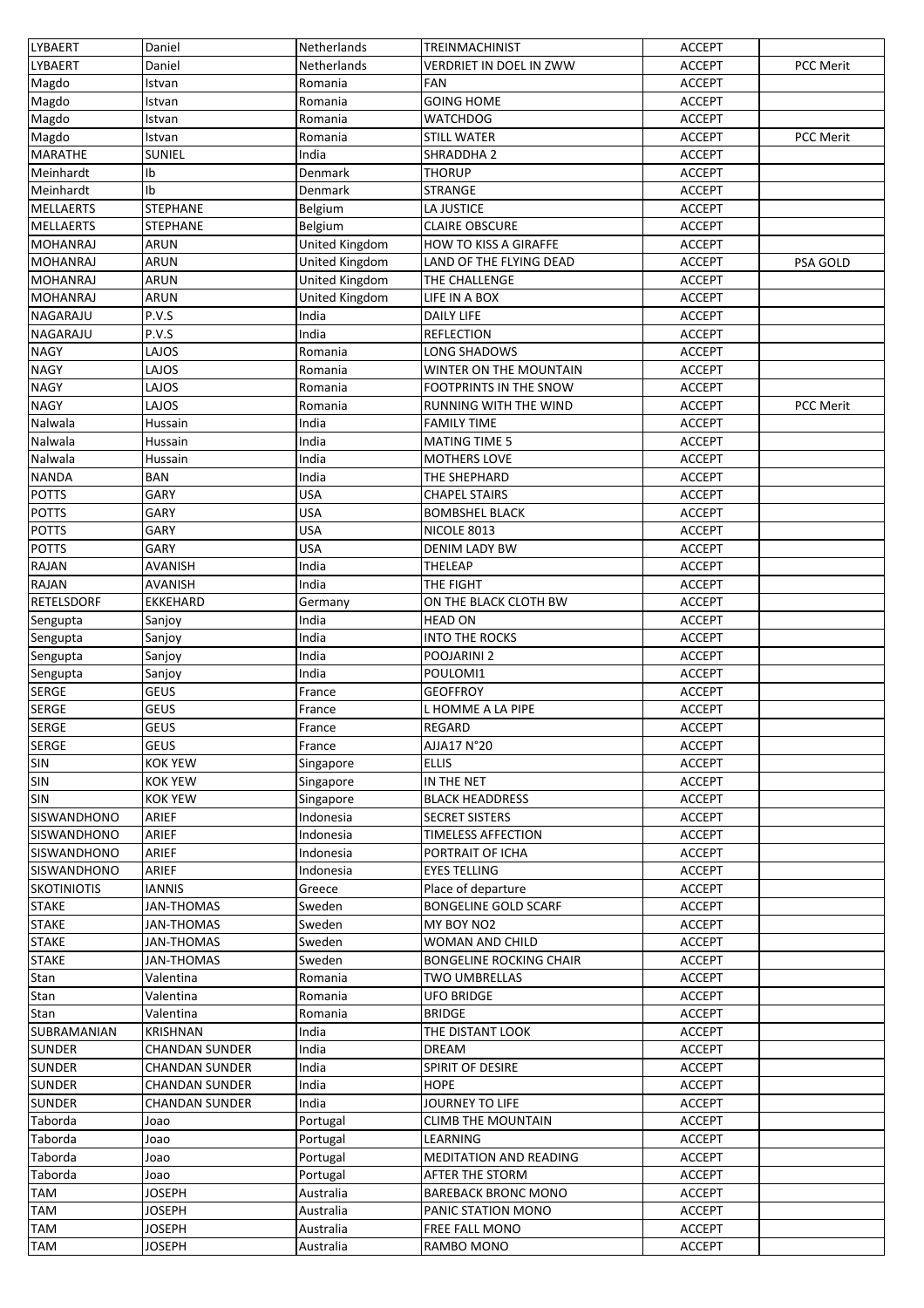| | | | | | |
|---|---|---|---|---|---|
| LYBAERT | Daniel | Netherlands | TREINMACHINIST | ACCEPT | |
| LYBAERT | Daniel | Netherlands | VERDRIET IN DOEL IN ZWW | ACCEPT | PCC Merit |
| Magdo | Istvan | Romania | FAN | ACCEPT | |
| Magdo | Istvan | Romania | GOING HOME | ACCEPT | |
| Magdo | Istvan | Romania | WATCHDOG | ACCEPT | |
| Magdo | Istvan | Romania | STILL WATER | ACCEPT | PCC Merit |
| MARATHE | SUNIEL | India | SHRADDHA 2 | ACCEPT | |
| Meinhardt | Ib | Denmark | THORUP | ACCEPT | |
| Meinhardt | Ib | Denmark | STRANGE | ACCEPT | |
| MELLAERTS | STEPHANE | Belgium | LA JUSTICE | ACCEPT | |
| MELLAERTS | STEPHANE | Belgium | CLAIRE OBSCURE | ACCEPT | |
| MOHANRAJ | ARUN | United Kingdom | HOW TO KISS A GIRAFFE | ACCEPT | |
| MOHANRAJ | ARUN | United Kingdom | LAND OF THE FLYING DEAD | ACCEPT | PSA GOLD |
| MOHANRAJ | ARUN | United Kingdom | THE CHALLENGE | ACCEPT | |
| MOHANRAJ | ARUN | United Kingdom | LIFE IN A BOX | ACCEPT | |
| NAGARAJU | P.V.S | India | DAILY LIFE | ACCEPT | |
| NAGARAJU | P.V.S | India | REFLECTION | ACCEPT | |
| NAGY | LAJOS | Romania | LONG SHADOWS | ACCEPT | |
| NAGY | LAJOS | Romania | WINTER ON THE MOUNTAIN | ACCEPT | |
| NAGY | LAJOS | Romania | FOOTPRINTS IN THE SNOW | ACCEPT | |
| NAGY | LAJOS | Romania | RUNNING WITH THE WIND | ACCEPT | PCC Merit |
| Nalwala | Hussain | India | FAMILY TIME | ACCEPT | |
| Nalwala | Hussain | India | MATING TIME 5 | ACCEPT | |
| Nalwala | Hussain | India | MOTHERS LOVE | ACCEPT | |
| NANDA | BAN | India | THE SHEPHARD | ACCEPT | |
| POTTS | GARY | USA | CHAPEL STAIRS | ACCEPT | |
| POTTS | GARY | USA | BOMBSHEL BLACK | ACCEPT | |
| POTTS | GARY | USA | NICOLE 8013 | ACCEPT | |
| POTTS | GARY | USA | DENIM LADY BW | ACCEPT | |
| RAJAN | AVANISH | India | THELEAP | ACCEPT | |
| RAJAN | AVANISH | India | THE FIGHT | ACCEPT | |
| RETELSDORF | EKKEHARD | Germany | ON THE BLACK CLOTH BW | ACCEPT | |
| Sengupta | Sanjoy | India | HEAD ON | ACCEPT | |
| Sengupta | Sanjoy | India | INTO THE ROCKS | ACCEPT | |
| Sengupta | Sanjoy | India | POOJARINI 2 | ACCEPT | |
| Sengupta | Sanjoy | India | POULOMI1 | ACCEPT | |
| SERGE | GEUS | France | GEOFFROY | ACCEPT | |
| SERGE | GEUS | France | L HOMME A LA PIPE | ACCEPT | |
| SERGE | GEUS | France | REGARD | ACCEPT | |
| SERGE | GEUS | France | AJJA17 N°20 | ACCEPT | |
| SIN | KOK YEW | Singapore | ELLIS | ACCEPT | |
| SIN | KOK YEW | Singapore | IN THE NET | ACCEPT | |
| SIN | KOK YEW | Singapore | BLACK HEADDRESS | ACCEPT | |
| SISWANDHONO | ARIEF | Indonesia | SECRET SISTERS | ACCEPT | |
| SISWANDHONO | ARIEF | Indonesia | TIMELESS AFFECTION | ACCEPT | |
| SISWANDHONO | ARIEF | Indonesia | PORTRAIT OF ICHA | ACCEPT | |
| SISWANDHONO | ARIEF | Indonesia | EYES TELLING | ACCEPT | |
| SKOTINIOTIS | IANNIS | Greece | Place of departure | ACCEPT | |
| STAKE | JAN-THOMAS | Sweden | BONGELINE GOLD SCARF | ACCEPT | |
| STAKE | JAN-THOMAS | Sweden | MY BOY NO2 | ACCEPT | |
| STAKE | JAN-THOMAS | Sweden | WOMAN AND CHILD | ACCEPT | |
| STAKE | JAN-THOMAS | Sweden | BONGELINE ROCKING CHAIR | ACCEPT | |
| Stan | Valentina | Romania | TWO UMBRELLAS | ACCEPT | |
| Stan | Valentina | Romania | UFO BRIDGE | ACCEPT | |
| Stan | Valentina | Romania | BRIDGE | ACCEPT | |
| SUBRAMANIAN | KRISHNAN | India | THE DISTANT LOOK | ACCEPT | |
| SUNDER | CHANDAN SUNDER | India | DREAM | ACCEPT | |
| SUNDER | CHANDAN SUNDER | India | SPIRIT OF DESIRE | ACCEPT | |
| SUNDER | CHANDAN SUNDER | India | HOPE | ACCEPT | |
| SUNDER | CHANDAN SUNDER | India | JOURNEY TO LIFE | ACCEPT | |
| Taborda | Joao | Portugal | CLIMB THE MOUNTAIN | ACCEPT | |
| Taborda | Joao | Portugal | LEARNING | ACCEPT | |
| Taborda | Joao | Portugal | MEDITATION AND READING | ACCEPT | |
| Taborda | Joao | Portugal | AFTER THE STORM | ACCEPT | |
| TAM | JOSEPH | Australia | BAREBACK BRONC MONO | ACCEPT | |
| TAM | JOSEPH | Australia | PANIC STATION MONO | ACCEPT | |
| TAM | JOSEPH | Australia | FREE FALL MONO | ACCEPT | |
| TAM | JOSEPH | Australia | RAMBO MONO | ACCEPT | |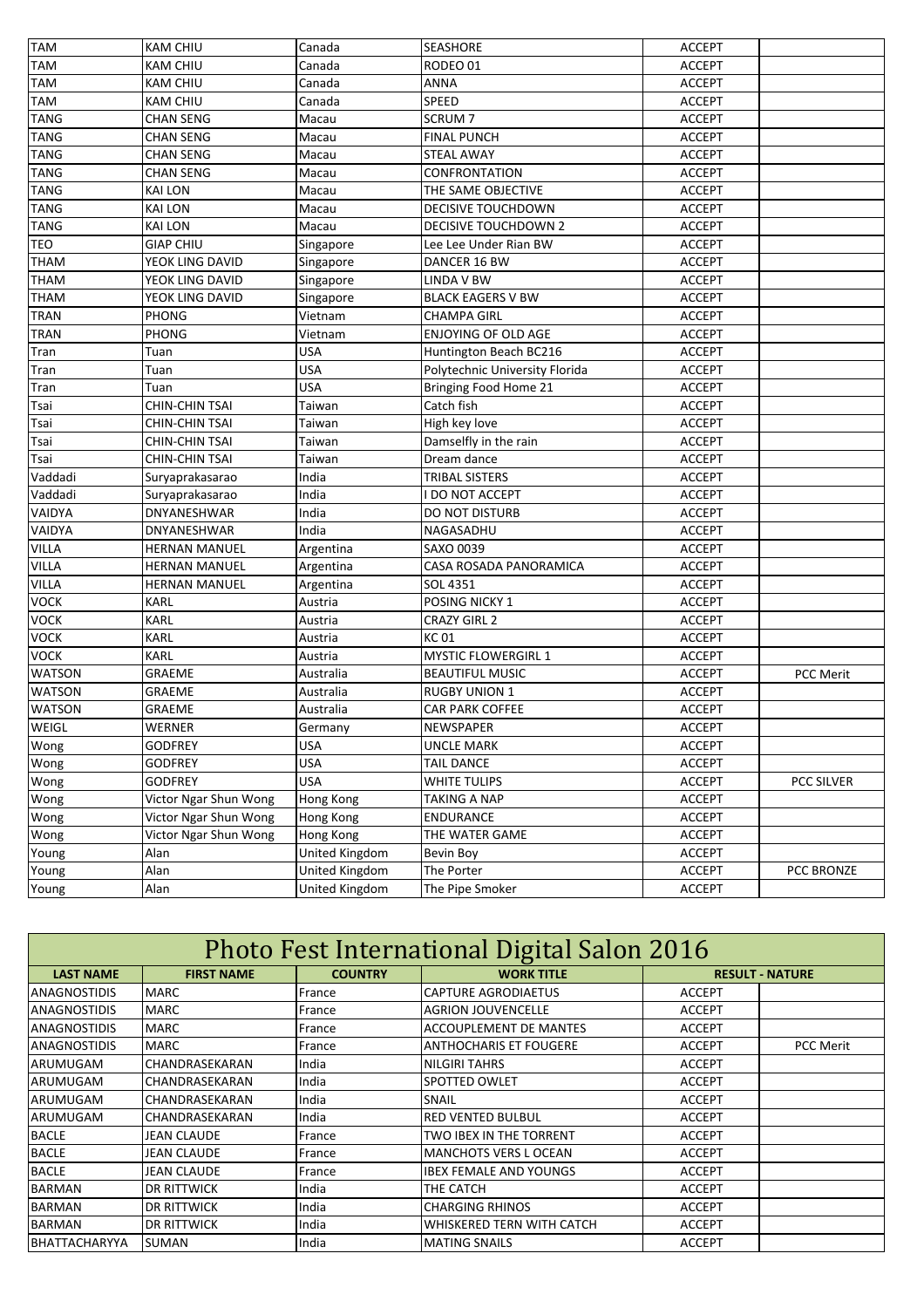| | | | | | |
|---|---|---|---|---|---|
| TAM | KAM CHIU | Canada | SEASHORE | ACCEPT | |
| TAM | KAM CHIU | Canada | RODEO 01 | ACCEPT | |
| TAM | KAM CHIU | Canada | ANNA | ACCEPT | |
| TAM | KAM CHIU | Canada | SPEED | ACCEPT | |
| TANG | CHAN SENG | Macau | SCRUM 7 | ACCEPT | |
| TANG | CHAN SENG | Macau | FINAL PUNCH | ACCEPT | |
| TANG | CHAN SENG | Macau | STEAL AWAY | ACCEPT | |
| TANG | CHAN SENG | Macau | CONFRONTATION | ACCEPT | |
| TANG | KAI LON | Macau | THE SAME OBJECTIVE | ACCEPT | |
| TANG | KAI LON | Macau | DECISIVE TOUCHDOWN | ACCEPT | |
| TANG | KAI LON | Macau | DECISIVE TOUCHDOWN 2 | ACCEPT | |
| TEO | GIAP CHIU | Singapore | Lee Lee Under Rian BW | ACCEPT | |
| THAM | YEOK LING DAVID | Singapore | DANCER 16 BW | ACCEPT | |
| THAM | YEOK LING DAVID | Singapore | LINDA V BW | ACCEPT | |
| THAM | YEOK LING DAVID | Singapore | BLACK EAGERS V BW | ACCEPT | |
| TRAN | PHONG | Vietnam | CHAMPA GIRL | ACCEPT | |
| TRAN | PHONG | Vietnam | ENJOYING OF OLD AGE | ACCEPT | |
| Tran | Tuan | USA | Huntington Beach BC216 | ACCEPT | |
| Tran | Tuan | USA | Polytechnic University Florida | ACCEPT | |
| Tran | Tuan | USA | Bringing Food Home 21 | ACCEPT | |
| Tsai | CHIN-CHIN TSAI | Taiwan | Catch fish | ACCEPT | |
| Tsai | CHIN-CHIN TSAI | Taiwan | High key love | ACCEPT | |
| Tsai | CHIN-CHIN TSAI | Taiwan | Damselfly in the rain | ACCEPT | |
| Tsai | CHIN-CHIN TSAI | Taiwan | Dream dance | ACCEPT | |
| Vaddadi | Suryaprakasarao | India | TRIBAL SISTERS | ACCEPT | |
| Vaddadi | Suryaprakasarao | India | I DO NOT ACCEPT | ACCEPT | |
| VAIDYA | DNYANESHWAR | India | DO NOT DISTURB | ACCEPT | |
| VAIDYA | DNYANESHWAR | India | NAGASADHU | ACCEPT | |
| VILLA | HERNAN MANUEL | Argentina | SAXO 0039 | ACCEPT | |
| VILLA | HERNAN MANUEL | Argentina | CASA ROSADA PANORAMICA | ACCEPT | |
| VILLA | HERNAN MANUEL | Argentina | SOL 4351 | ACCEPT | |
| VOCK | KARL | Austria | POSING NICKY 1 | ACCEPT | |
| VOCK | KARL | Austria | CRAZY GIRL 2 | ACCEPT | |
| VOCK | KARL | Austria | KC 01 | ACCEPT | |
| VOCK | KARL | Austria | MYSTIC FLOWERGIRL 1 | ACCEPT | |
| WATSON | GRAEME | Australia | BEAUTIFUL MUSIC | ACCEPT | PCC Merit |
| WATSON | GRAEME | Australia | RUGBY UNION 1 | ACCEPT | |
| WATSON | GRAEME | Australia | CAR PARK COFFEE | ACCEPT | |
| WEIGL | WERNER | Germany | NEWSPAPER | ACCEPT | |
| Wong | GODFREY | USA | UNCLE MARK | ACCEPT | |
| Wong | GODFREY | USA | TAIL DANCE | ACCEPT | |
| Wong | GODFREY | USA | WHITE TULIPS | ACCEPT | PCC SILVER |
| Wong | Victor Ngar Shun Wong | Hong Kong | TAKING A NAP | ACCEPT | |
| Wong | Victor Ngar Shun Wong | Hong Kong | ENDURANCE | ACCEPT | |
| Wong | Victor Ngar Shun Wong | Hong Kong | THE WATER GAME | ACCEPT | |
| Young | Alan | United Kingdom | Bevin Boy | ACCEPT | |
| Young | Alan | United Kingdom | The Porter | ACCEPT | PCC BRONZE |
| Young | Alan | United Kingdom | The Pipe Smoker | ACCEPT | |

# Photo Fest International Digital Salon 2016

| LAST NAME | FIRST NAME | COUNTRY | WORK TITLE | RESULT - NATURE | |
|---|---|---|---|---|---|
| ANAGNOSTIDIS | MARC | France | CAPTURE AGRODIAETUS | ACCEPT | |
| ANAGNOSTIDIS | MARC | France | AGRION JOUVENCELLE | ACCEPT | |
| ANAGNOSTIDIS | MARC | France | ACCOUPLEMENT DE MANTES | ACCEPT | |
| ANAGNOSTIDIS | MARC | France | ANTHOCHARIS ET FOUGERE | ACCEPT | PCC Merit |
| ARUMUGAM | CHANDRASEKARAN | India | NILGIRI TAHRS | ACCEPT | |
| ARUMUGAM | CHANDRASEKARAN | India | SPOTTED OWLET | ACCEPT | |
| ARUMUGAM | CHANDRASEKARAN | India | SNAIL | ACCEPT | |
| ARUMUGAM | CHANDRASEKARAN | India | RED VENTED BULBUL | ACCEPT | |
| BACLE | JEAN CLAUDE | France | TWO IBEX IN THE TORRENT | ACCEPT | |
| BACLE | JEAN CLAUDE | France | MANCHOTS VERS L OCEAN | ACCEPT | |
| BACLE | JEAN CLAUDE | France | IBEX FEMALE AND YOUNGS | ACCEPT | |
| BARMAN | DR RITTWICK | India | THE CATCH | ACCEPT | |
| BARMAN | DR RITTWICK | India | CHARGING RHINOS | ACCEPT | |
| BARMAN | DR RITTWICK | India | WHISKERED TERN WITH CATCH | ACCEPT | |
| BHATTACHARYYA | SUMAN | India | MATING SNAILS | ACCEPT | |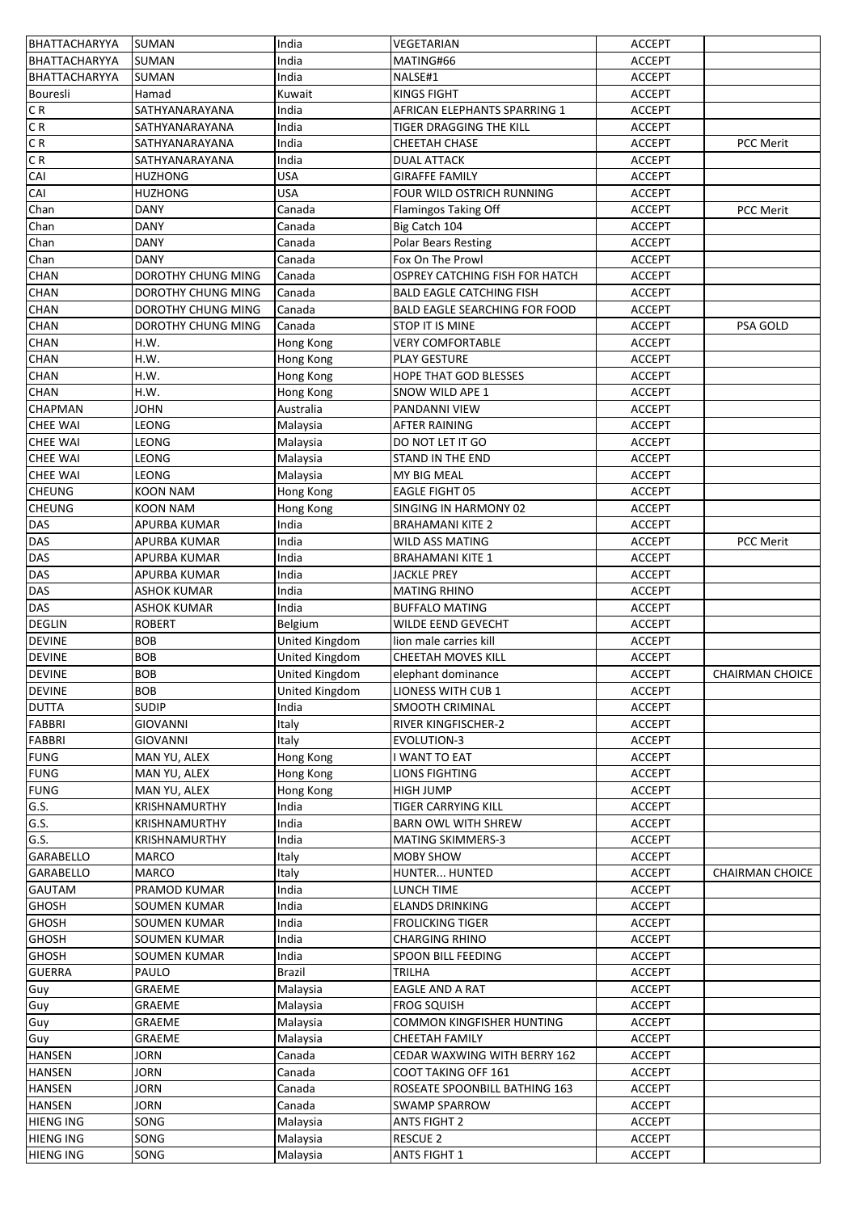| | | | | | |
|---|---|---|---|---|---|
| BHATTACHARYYA | SUMAN | India | VEGETARIAN | ACCEPT | |
| BHATTACHARYYA | SUMAN | India | MATING#66 | ACCEPT | |
| BHATTACHARYYA | SUMAN | India | NALSE#1 | ACCEPT | |
| Bouresli | Hamad | Kuwait | KINGS FIGHT | ACCEPT | |
| C R | SATHYANARAYANA | India | AFRICAN ELEPHANTS SPARRING 1 | ACCEPT | |
| C R | SATHYANARAYANA | India | TIGER DRAGGING THE KILL | ACCEPT | |
| C R | SATHYANARAYANA | India | CHEETAH CHASE | ACCEPT | PCC Merit |
| C R | SATHYANARAYANA | India | DUAL ATTACK | ACCEPT | |
| CAI | HUZHONG | USA | GIRAFFE FAMILY | ACCEPT | |
| CAI | HUZHONG | USA | FOUR WILD OSTRICH RUNNING | ACCEPT | |
| Chan | DANY | Canada | Flamingos Taking Off | ACCEPT | PCC Merit |
| Chan | DANY | Canada | Big Catch 104 | ACCEPT | |
| Chan | DANY | Canada | Polar Bears Resting | ACCEPT | |
| Chan | DANY | Canada | Fox On The Prowl | ACCEPT | |
| CHAN | DOROTHY CHUNG MING | Canada | OSPREY CATCHING FISH FOR HATCH | ACCEPT | |
| CHAN | DOROTHY CHUNG MING | Canada | BALD EAGLE CATCHING FISH | ACCEPT | |
| CHAN | DOROTHY CHUNG MING | Canada | BALD EAGLE SEARCHING FOR FOOD | ACCEPT | |
| CHAN | DOROTHY CHUNG MING | Canada | STOP IT IS MINE | ACCEPT | PSA GOLD |
| CHAN | H.W. | Hong Kong | VERY COMFORTABLE | ACCEPT | |
| CHAN | H.W. | Hong Kong | PLAY GESTURE | ACCEPT | |
| CHAN | H.W. | Hong Kong | HOPE THAT GOD BLESSES | ACCEPT | |
| CHAN | H.W. | Hong Kong | SNOW WILD APE 1 | ACCEPT | |
| CHAPMAN | JOHN | Australia | PANDANNI VIEW | ACCEPT | |
| CHEE WAI | LEONG | Malaysia | AFTER RAINING | ACCEPT | |
| CHEE WAI | LEONG | Malaysia | DO NOT LET IT GO | ACCEPT | |
| CHEE WAI | LEONG | Malaysia | STAND IN THE END | ACCEPT | |
| CHEE WAI | LEONG | Malaysia | MY BIG MEAL | ACCEPT | |
| CHEUNG | KOON NAM | Hong Kong | EAGLE FIGHT 05 | ACCEPT | |
| CHEUNG | KOON NAM | Hong Kong | SINGING IN HARMONY 02 | ACCEPT | |
| DAS | APURBA KUMAR | India | BRAHAMANI KITE 2 | ACCEPT | |
| DAS | APURBA KUMAR | India | WILD ASS MATING | ACCEPT | PCC Merit |
| DAS | APURBA KUMAR | India | BRAHAMANI KITE 1 | ACCEPT | |
| DAS | APURBA KUMAR | India | JACKLE PREY | ACCEPT | |
| DAS | ASHOK KUMAR | India | MATING RHINO | ACCEPT | |
| DAS | ASHOK KUMAR | India | BUFFALO MATING | ACCEPT | |
| DEGLIN | ROBERT | Belgium | WILDE EEND GEVECHT | ACCEPT | |
| DEVINE | BOB | United Kingdom | lion male carries kill | ACCEPT | |
| DEVINE | BOB | United Kingdom | CHEETAH MOVES KILL | ACCEPT | |
| DEVINE | BOB | United Kingdom | elephant dominance | ACCEPT | CHAIRMAN CHOICE |
| DEVINE | BOB | United Kingdom | LIONESS WITH CUB 1 | ACCEPT | |
| DUTTA | SUDIP | India | SMOOTH CRIMINAL | ACCEPT | |
| FABBRI | GIOVANNI | Italy | RIVER KINGFISCHER-2 | ACCEPT | |
| FABBRI | GIOVANNI | Italy | EVOLUTION-3 | ACCEPT | |
| FUNG | MAN YU, ALEX | Hong Kong | I WANT TO EAT | ACCEPT | |
| FUNG | MAN YU, ALEX | Hong Kong | LIONS FIGHTING | ACCEPT | |
| FUNG | MAN YU, ALEX | Hong Kong | HIGH JUMP | ACCEPT | |
| G.S. | KRISHNAMURTHY | India | TIGER CARRYING KILL | ACCEPT | |
| G.S. | KRISHNAMURTHY | India | BARN OWL WITH SHREW | ACCEPT | |
| G.S. | KRISHNAMURTHY | India | MATING SKIMMERS-3 | ACCEPT | |
| GARABELLO | MARCO | Italy | MOBY SHOW | ACCEPT | |
| GARABELLO | MARCO | Italy | HUNTER... HUNTED | ACCEPT | CHAIRMAN CHOICE |
| GAUTAM | PRAMOD KUMAR | India | LUNCH TIME | ACCEPT | |
| GHOSH | SOUMEN KUMAR | India | ELANDS DRINKING | ACCEPT | |
| GHOSH | SOUMEN KUMAR | India | FROLICKING TIGER | ACCEPT | |
| GHOSH | SOUMEN KUMAR | India | CHARGING RHINO | ACCEPT | |
| GHOSH | SOUMEN KUMAR | India | SPOON BILL FEEDING | ACCEPT | |
| GUERRA | PAULO | Brazil | TRILHA | ACCEPT | |
| Guy | GRAEME | Malaysia | EAGLE AND A RAT | ACCEPT | |
| Guy | GRAEME | Malaysia | FROG SQUISH | ACCEPT | |
| Guy | GRAEME | Malaysia | COMMON KINGFISHER HUNTING | ACCEPT | |
| Guy | GRAEME | Malaysia | CHEETAH FAMILY | ACCEPT | |
| HANSEN | JORN | Canada | CEDAR WAXWING WITH BERRY 162 | ACCEPT | |
| HANSEN | JORN | Canada | COOT TAKING OFF 161 | ACCEPT | |
| HANSEN | JORN | Canada | ROSEATE SPOONBILL BATHING 163 | ACCEPT | |
| HANSEN | JORN | Canada | SWAMP SPARROW | ACCEPT | |
| HIENG ING | SONG | Malaysia | ANTS FIGHT 2 | ACCEPT | |
| HIENG ING | SONG | Malaysia | RESCUE 2 | ACCEPT | |
| HIENG ING | SONG | Malaysia | ANTS FIGHT 1 | ACCEPT | |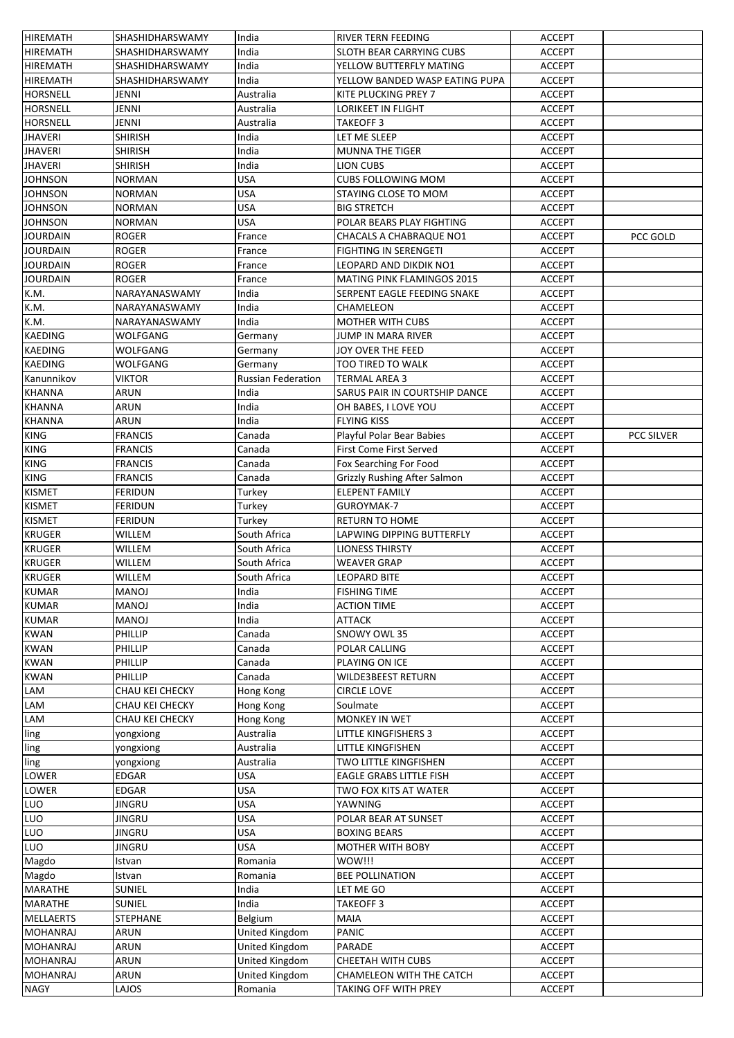| | | | | | |
|---|---|---|---|---|---|
| HIREMATH | SHASHIDHARSWAMY | India | RIVER TERN FEEDING | ACCEPT | |
| HIREMATH | SHASHIDHARSWAMY | India | SLOTH BEAR CARRYING CUBS | ACCEPT | |
| HIREMATH | SHASHIDHARSWAMY | India | YELLOW BUTTERFLY MATING | ACCEPT | |
| HIREMATH | SHASHIDHARSWAMY | India | YELLOW BANDED WASP EATING PUPA | ACCEPT | |
| HORSNELL | JENNI | Australia | KITE PLUCKING PREY 7 | ACCEPT | |
| HORSNELL | JENNI | Australia | LORIKEET IN FLIGHT | ACCEPT | |
| HORSNELL | JENNI | Australia | TAKEOFF 3 | ACCEPT | |
| JHAVERI | SHIRISH | India | LET ME SLEEP | ACCEPT | |
| JHAVERI | SHIRISH | India | MUNNA THE TIGER | ACCEPT | |
| JHAVERI | SHIRISH | India | LION CUBS | ACCEPT | |
| JOHNSON | NORMAN | USA | CUBS FOLLOWING MOM | ACCEPT | |
| JOHNSON | NORMAN | USA | STAYING CLOSE TO MOM | ACCEPT | |
| JOHNSON | NORMAN | USA | BIG STRETCH | ACCEPT | |
| JOHNSON | NORMAN | USA | POLAR BEARS PLAY FIGHTING | ACCEPT | |
| JOURDAIN | ROGER | France | CHACALS A CHABRAQUE NO1 | ACCEPT | PCC GOLD |
| JOURDAIN | ROGER | France | FIGHTING IN SERENGETI | ACCEPT | |
| JOURDAIN | ROGER | France | LEOPARD AND DIKDIK NO1 | ACCEPT | |
| JOURDAIN | ROGER | France | MATING PINK FLAMINGOS 2015 | ACCEPT | |
| K.M. | NARAYANASWAMY | India | SERPENT EAGLE FEEDING SNAKE | ACCEPT | |
| K.M. | NARAYANASWAMY | India | CHAMELEON | ACCEPT | |
| K.M. | NARAYANASWAMY | India | MOTHER WITH CUBS | ACCEPT | |
| KAEDING | WOLFGANG | Germany | JUMP IN MARA RIVER | ACCEPT | |
| KAEDING | WOLFGANG | Germany | JOY OVER THE FEED | ACCEPT | |
| KAEDING | WOLFGANG | Germany | TOO TIRED TO WALK | ACCEPT | |
| Kanunnikov | VIKTOR | Russian Federation | TERMAL AREA 3 | ACCEPT | |
| KHANNA | ARUN | India | SARUS PAIR IN COURTSHIP DANCE | ACCEPT | |
| KHANNA | ARUN | India | OH BABES, I LOVE YOU | ACCEPT | |
| KHANNA | ARUN | India | FLYING KISS | ACCEPT | |
| KING | FRANCIS | Canada | Playful Polar Bear Babies | ACCEPT | PCC SILVER |
| KING | FRANCIS | Canada | First Come First Served | ACCEPT | |
| KING | FRANCIS | Canada | Fox Searching For Food | ACCEPT | |
| KING | FRANCIS | Canada | Grizzly Rushing After Salmon | ACCEPT | |
| KISMET | FERIDUN | Turkey | ELEPENT FAMILY | ACCEPT | |
| KISMET | FERIDUN | Turkey | GUROYMAK-7 | ACCEPT | |
| KISMET | FERIDUN | Turkey | RETURN TO HOME | ACCEPT | |
| KRUGER | WILLEM | South Africa | LAPWING DIPPING BUTTERFLY | ACCEPT | |
| KRUGER | WILLEM | South Africa | LIONESS THIRSTY | ACCEPT | |
| KRUGER | WILLEM | South Africa | WEAVER GRAP | ACCEPT | |
| KRUGER | WILLEM | South Africa | LEOPARD BITE | ACCEPT | |
| KUMAR | MANOJ | India | FISHING TIME | ACCEPT | |
| KUMAR | MANOJ | India | ACTION TIME | ACCEPT | |
| KUMAR | MANOJ | India | ATTACK | ACCEPT | |
| KWAN | PHILLIP | Canada | SNOWY OWL 35 | ACCEPT | |
| KWAN | PHILLIP | Canada | POLAR CALLING | ACCEPT | |
| KWAN | PHILLIP | Canada | PLAYING ON ICE | ACCEPT | |
| KWAN | PHILLIP | Canada | WILDE3BEEST RETURN | ACCEPT | |
| LAM | CHAU KEI CHECKY | Hong Kong | CIRCLE LOVE | ACCEPT | |
| LAM | CHAU KEI CHECKY | Hong Kong | Soulmate | ACCEPT | |
| LAM | CHAU KEI CHECKY | Hong Kong | MONKEY IN WET | ACCEPT | |
| ling | yongxiong | Australia | LITTLE KINGFISHERS 3 | ACCEPT | |
| ling | yongxiong | Australia | LITTLE KINGFISHEN | ACCEPT | |
| ling | yongxiong | Australia | TWO LITTLE KINGFISHEN | ACCEPT | |
| LOWER | EDGAR | USA | EAGLE GRABS LITTLE FISH | ACCEPT | |
| LOWER | EDGAR | USA | TWO FOX KITS AT WATER | ACCEPT | |
| LUO | JINGRU | USA | YAWNING | ACCEPT | |
| LUO | JINGRU | USA | POLAR BEAR AT SUNSET | ACCEPT | |
| LUO | JINGRU | USA | BOXING BEARS | ACCEPT | |
| LUO | JINGRU | USA | MOTHER WITH BOBY | ACCEPT | |
| Magdo | Istvan | Romania | WOW!!! | ACCEPT | |
| Magdo | Istvan | Romania | BEE POLLINATION | ACCEPT | |
| MARATHE | SUNIEL | India | LET ME GO | ACCEPT | |
| MARATHE | SUNIEL | India | TAKEOFF 3 | ACCEPT | |
| MELLAERTS | STEPHANE | Belgium | MAIA | ACCEPT | |
| MOHANRAJ | ARUN | United Kingdom | PANIC | ACCEPT | |
| MOHANRAJ | ARUN | United Kingdom | PARADE | ACCEPT | |
| MOHANRAJ | ARUN | United Kingdom | CHEETAH WITH CUBS | ACCEPT | |
| MOHANRAJ | ARUN | United Kingdom | CHAMELEON WITH THE CATCH | ACCEPT | |
| NAGY | LAJOS | Romania | TAKING OFF WITH PREY | ACCEPT | |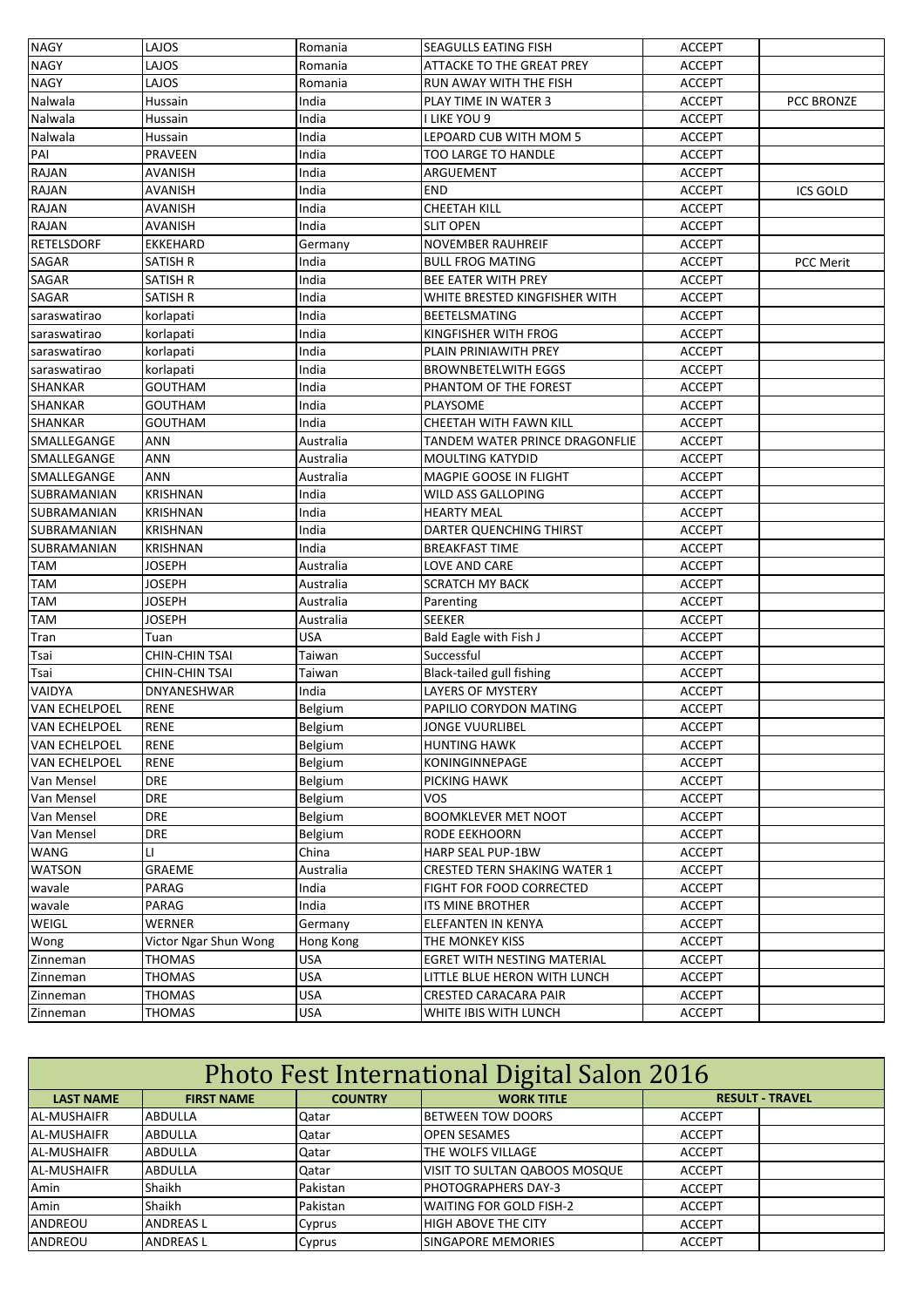| | | | | | |
|---|---|---|---|---|---|
| NAGY | LAJOS | Romania | SEAGULLS EATING FISH | ACCEPT | |
| NAGY | LAJOS | Romania | ATTACKE TO THE GREAT PREY | ACCEPT | |
| NAGY | LAJOS | Romania | RUN AWAY WITH THE FISH | ACCEPT | |
| Nalwala | Hussain | India | PLAY TIME IN WATER 3 | ACCEPT | PCC BRONZE |
| Nalwala | Hussain | India | I LIKE YOU 9 | ACCEPT | |
| Nalwala | Hussain | India | LEPOARD CUB WITH MOM 5 | ACCEPT | |
| PAI | PRAVEEN | India | TOO LARGE TO HANDLE | ACCEPT | |
| RAJAN | AVANISH | India | ARGUEMENT | ACCEPT | |
| RAJAN | AVANISH | India | END | ACCEPT | ICS GOLD |
| RAJAN | AVANISH | India | CHEETAH KILL | ACCEPT | |
| RAJAN | AVANISH | India | SLIT OPEN | ACCEPT | |
| RETELSDORF | EKKEHARD | Germany | NOVEMBER RAUHREIF | ACCEPT | |
| SAGAR | SATISH R | India | BULL FROG MATING | ACCEPT | PCC Merit |
| SAGAR | SATISH R | India | BEE EATER WITH PREY | ACCEPT | |
| SAGAR | SATISH R | India | WHITE BRESTED KINGFISHER WITH | ACCEPT | |
| saraswatirao | korlapati | India | BEETELSMATING | ACCEPT | |
| saraswatirao | korlapati | India | KINGFISHER WITH FROG | ACCEPT | |
| saraswatirao | korlapati | India | PLAIN PRINIAWITH PREY | ACCEPT | |
| saraswatirao | korlapati | India | BROWNBETELWITH EGGS | ACCEPT | |
| SHANKAR | GOUTHAM | India | PHANTOM OF THE FOREST | ACCEPT | |
| SHANKAR | GOUTHAM | India | PLAYSOME | ACCEPT | |
| SHANKAR | GOUTHAM | India | CHEETAH WITH FAWN KILL | ACCEPT | |
| SMALLEGANGE | ANN | Australia | TANDEM WATER PRINCE DRAGONFLIE | ACCEPT | |
| SMALLEGANGE | ANN | Australia | MOULTING KATYDID | ACCEPT | |
| SMALLEGANGE | ANN | Australia | MAGPIE GOOSE IN FLIGHT | ACCEPT | |
| SUBRAMANIAN | KRISHNAN | India | WILD ASS GALLOPING | ACCEPT | |
| SUBRAMANIAN | KRISHNAN | India | HEARTY MEAL | ACCEPT | |
| SUBRAMANIAN | KRISHNAN | India | DARTER QUENCHING THIRST | ACCEPT | |
| SUBRAMANIAN | KRISHNAN | India | BREAKFAST TIME | ACCEPT | |
| TAM | JOSEPH | Australia | LOVE AND CARE | ACCEPT | |
| TAM | JOSEPH | Australia | SCRATCH MY BACK | ACCEPT | |
| TAM | JOSEPH | Australia | Parenting | ACCEPT | |
| TAM | JOSEPH | Australia | SEEKER | ACCEPT | |
| Tran | Tuan | USA | Bald Eagle with Fish J | ACCEPT | |
| Tsai | CHIN-CHIN TSAI | Taiwan | Successful | ACCEPT | |
| Tsai | CHIN-CHIN TSAI | Taiwan | Black-tailed gull fishing | ACCEPT | |
| VAIDYA | DNYANESHWAR | India | LAYERS OF MYSTERY | ACCEPT | |
| VAN ECHELPOEL | RENE | Belgium | PAPILIO CORYDON MATING | ACCEPT | |
| VAN ECHELPOEL | RENE | Belgium | JONGE VUURLIBEL | ACCEPT | |
| VAN ECHELPOEL | RENE | Belgium | HUNTING HAWK | ACCEPT | |
| VAN ECHELPOEL | RENE | Belgium | KONINGINNEPAGE | ACCEPT | |
| Van Mensel | DRE | Belgium | PICKING HAWK | ACCEPT | |
| Van Mensel | DRE | Belgium | VOS | ACCEPT | |
| Van Mensel | DRE | Belgium | BOOMKLEVER MET NOOT | ACCEPT | |
| Van Mensel | DRE | Belgium | RODE EEKHOORN | ACCEPT | |
| WANG | LI | China | HARP SEAL PUP-1BW | ACCEPT | |
| WATSON | GRAEME | Australia | CRESTED TERN SHAKING WATER 1 | ACCEPT | |
| wavale | PARAG | India | FIGHT FOR FOOD CORRECTED | ACCEPT | |
| wavale | PARAG | India | ITS MINE BROTHER | ACCEPT | |
| WEIGL | WERNER | Germany | ELEFANTEN IN KENYA | ACCEPT | |
| Wong | Victor Ngar Shun Wong | Hong Kong | THE MONKEY KISS | ACCEPT | |
| Zinneman | THOMAS | USA | EGRET WITH NESTING MATERIAL | ACCEPT | |
| Zinneman | THOMAS | USA | LITTLE BLUE HERON WITH LUNCH | ACCEPT | |
| Zinneman | THOMAS | USA | CRESTED CARACARA PAIR | ACCEPT | |
| Zinneman | THOMAS | USA | WHITE IBIS WITH LUNCH | ACCEPT | |

# Photo Fest International Digital Salon 2016

| LAST NAME | FIRST NAME | COUNTRY | WORK TITLE | RESULT - TRAVEL | |
|---|---|---|---|---|---|
| AL-MUSHAIFR | ABDULLA | Qatar | BETWEEN TOW DOORS | ACCEPT | |
| AL-MUSHAIFR | ABDULLA | Qatar | OPEN SESAMES | ACCEPT | |
| AL-MUSHAIFR | ABDULLA | Qatar | THE WOLFS VILLAGE | ACCEPT | |
| AL-MUSHAIFR | ABDULLA | Qatar | VISIT TO SULTAN QABOOS MOSQUE | ACCEPT | |
| Amin | Shaikh | Pakistan | PHOTOGRAPHERS DAY-3 | ACCEPT | |
| Amin | Shaikh | Pakistan | WAITING FOR GOLD FISH-2 | ACCEPT | |
| ANDREOU | ANDREAS L | Cyprus | HIGH ABOVE THE CITY | ACCEPT | |
| ANDREOU | ANDREAS L | Cyprus | SINGAPORE MEMORIES | ACCEPT | |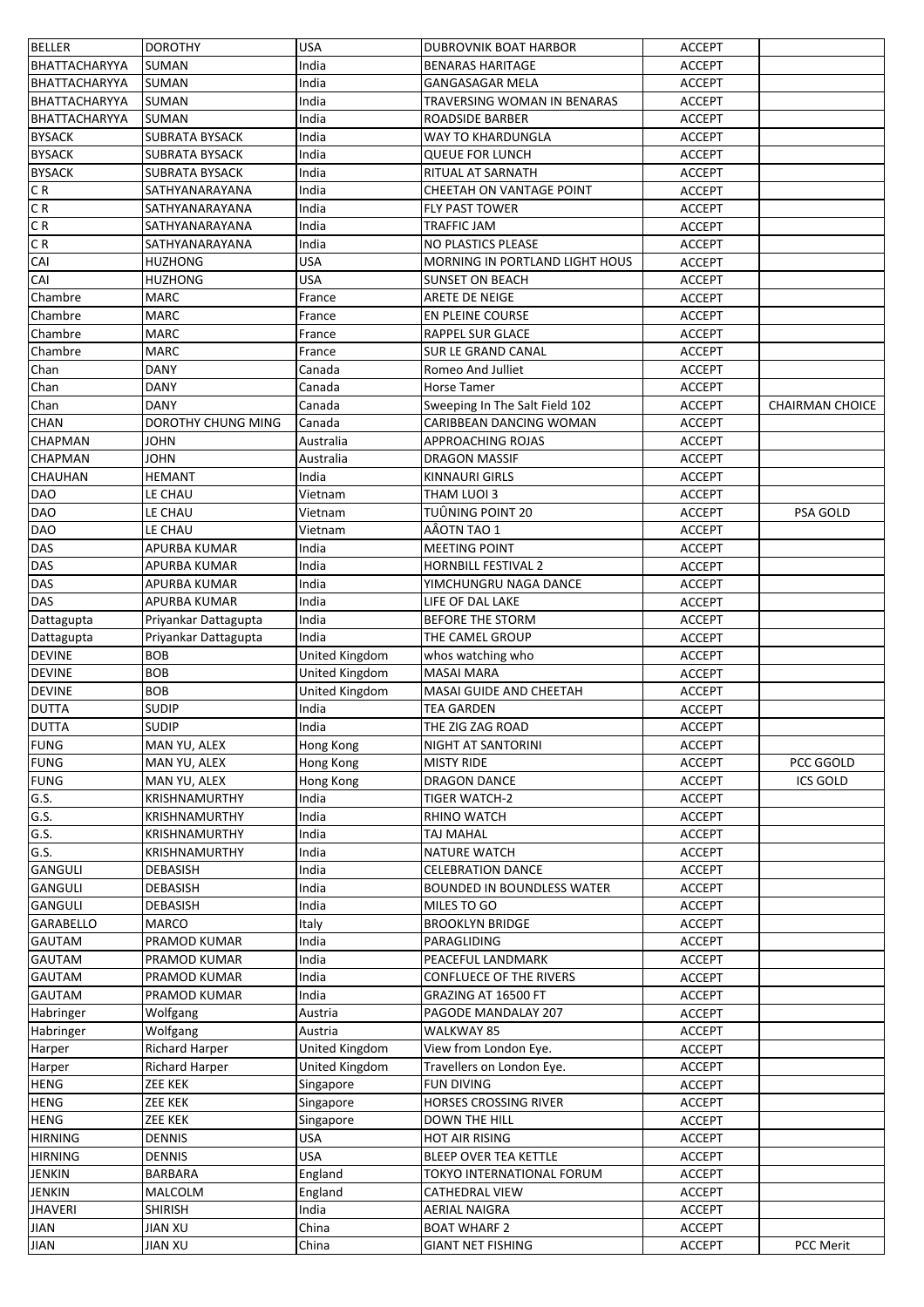| | | | | | |
|---|---|---|---|---|---|
| BELLER | DOROTHY | USA | DUBROVNIK BOAT HARBOR | ACCEPT | |
| BHATTACHARYYA | SUMAN | India | BENARAS HARITAGE | ACCEPT | |
| BHATTACHARYYA | SUMAN | India | GANGASAGAR MELA | ACCEPT | |
| BHATTACHARYYA | SUMAN | India | TRAVERSING WOMAN IN BENARAS | ACCEPT | |
| BHATTACHARYYA | SUMAN | India | ROADSIDE BARBER | ACCEPT | |
| BYSACK | SUBRATA BYSACK | India | WAY TO KHARDUNGLA | ACCEPT | |
| BYSACK | SUBRATA BYSACK | India | QUEUE FOR LUNCH | ACCEPT | |
| BYSACK | SUBRATA BYSACK | India | RITUAL AT SARNATH | ACCEPT | |
| C R | SATHYANARAYANA | India | CHEETAH ON VANTAGE POINT | ACCEPT | |
| C R | SATHYANARAYANA | India | FLY PAST TOWER | ACCEPT | |
| C R | SATHYANARAYANA | India | TRAFFIC JAM | ACCEPT | |
| C R | SATHYANARAYANA | India | NO PLASTICS PLEASE | ACCEPT | |
| CAI | HUZHONG | USA | MORNING IN PORTLAND LIGHT HOUS | ACCEPT | |
| CAI | HUZHONG | USA | SUNSET ON BEACH | ACCEPT | |
| Chambre | MARC | France | ARETE DE NEIGE | ACCEPT | |
| Chambre | MARC | France | EN PLEINE COURSE | ACCEPT | |
| Chambre | MARC | France | RAPPEL SUR GLACE | ACCEPT | |
| Chambre | MARC | France | SUR LE GRAND CANAL | ACCEPT | |
| Chan | DANY | Canada | Romeo And Julliet | ACCEPT | |
| Chan | DANY | Canada | Horse Tamer | ACCEPT | |
| Chan | DANY | Canada | Sweeping In The Salt Field 102 | ACCEPT | CHAIRMAN CHOICE |
| CHAN | DOROTHY CHUNG MING | Canada | CARIBBEAN DANCING WOMAN | ACCEPT | |
| CHAPMAN | JOHN | Australia | APPROACHING ROJAS | ACCEPT | |
| CHAPMAN | JOHN | Australia | DRAGON MASSIF | ACCEPT | |
| CHAUHAN | HEMANT | India | KINNAURI GIRLS | ACCEPT | |
| DAO | LE CHAU | Vietnam | THAM LUOI 3 | ACCEPT | |
| DAO | LE CHAU | Vietnam | TUÛNING POINT 20 | ACCEPT | PSA GOLD |
| DAO | LE CHAU | Vietnam | AÂOTN TAO 1 | ACCEPT | |
| DAS | APURBA KUMAR | India | MEETING POINT | ACCEPT | |
| DAS | APURBA KUMAR | India | HORNBILL FESTIVAL 2 | ACCEPT | |
| DAS | APURBA KUMAR | India | YIMCHUNGRU NAGA DANCE | ACCEPT | |
| DAS | APURBA KUMAR | India | LIFE OF DAL LAKE | ACCEPT | |
| Dattagupta | Priyankar Dattagupta | India | BEFORE THE STORM | ACCEPT | |
| Dattagupta | Priyankar Dattagupta | India | THE CAMEL GROUP | ACCEPT | |
| DEVINE | BOB | United Kingdom | whos watching who | ACCEPT | |
| DEVINE | BOB | United Kingdom | MASAI MARA | ACCEPT | |
| DEVINE | BOB | United Kingdom | MASAI GUIDE AND CHEETAH | ACCEPT | |
| DUTTA | SUDIP | India | TEA GARDEN | ACCEPT | |
| DUTTA | SUDIP | India | THE ZIG ZAG ROAD | ACCEPT | |
| FUNG | MAN YU, ALEX | Hong Kong | NIGHT AT SANTORINI | ACCEPT | |
| FUNG | MAN YU, ALEX | Hong Kong | MISTY RIDE | ACCEPT | PCC GGOLD |
| FUNG | MAN YU, ALEX | Hong Kong | DRAGON DANCE | ACCEPT | ICS GOLD |
| G.S. | KRISHNAMURTHY | India | TIGER WATCH-2 | ACCEPT | |
| G.S. | KRISHNAMURTHY | India | RHINO WATCH | ACCEPT | |
| G.S. | KRISHNAMURTHY | India | TAJ MAHAL | ACCEPT | |
| G.S. | KRISHNAMURTHY | India | NATURE WATCH | ACCEPT | |
| GANGULI | DEBASISH | India | CELEBRATION DANCE | ACCEPT | |
| GANGULI | DEBASISH | India | BOUNDED IN BOUNDLESS WATER | ACCEPT | |
| GANGULI | DEBASISH | India | MILES TO GO | ACCEPT | |
| GARABELLO | MARCO | Italy | BROOKLYN BRIDGE | ACCEPT | |
| GAUTAM | PRAMOD KUMAR | India | PARAGLIDING | ACCEPT | |
| GAUTAM | PRAMOD KUMAR | India | PEACEFUL LANDMARK | ACCEPT | |
| GAUTAM | PRAMOD KUMAR | India | CONFLUECE OF THE RIVERS | ACCEPT | |
| GAUTAM | PRAMOD KUMAR | India | GRAZING AT 16500 FT | ACCEPT | |
| Habringer | Wolfgang | Austria | PAGODE MANDALAY 207 | ACCEPT | |
| Habringer | Wolfgang | Austria | WALKWAY 85 | ACCEPT | |
| Harper | Richard Harper | United Kingdom | View from London Eye. | ACCEPT | |
| Harper | Richard Harper | United Kingdom | Travellers on London Eye. | ACCEPT | |
| HENG | ZEE KEK | Singapore | FUN DIVING | ACCEPT | |
| HENG | ZEE KEK | Singapore | HORSES CROSSING RIVER | ACCEPT | |
| HENG | ZEE KEK | Singapore | DOWN THE HILL | ACCEPT | |
| HIRNING | DENNIS | USA | HOT AIR RISING | ACCEPT | |
| HIRNING | DENNIS | USA | BLEEP OVER TEA KETTLE | ACCEPT | |
| JENKIN | BARBARA | England | TOKYO INTERNATIONAL FORUM | ACCEPT | |
| JENKIN | MALCOLM | England | CATHEDRAL VIEW | ACCEPT | |
| JHAVERI | SHIRISH | India | AERIAL NAIGRA | ACCEPT | |
| JIAN | JIAN XU | China | BOAT WHARF 2 | ACCEPT | |
| JIAN | JIAN XU | China | GIANT NET FISHING | ACCEPT | PCC Merit |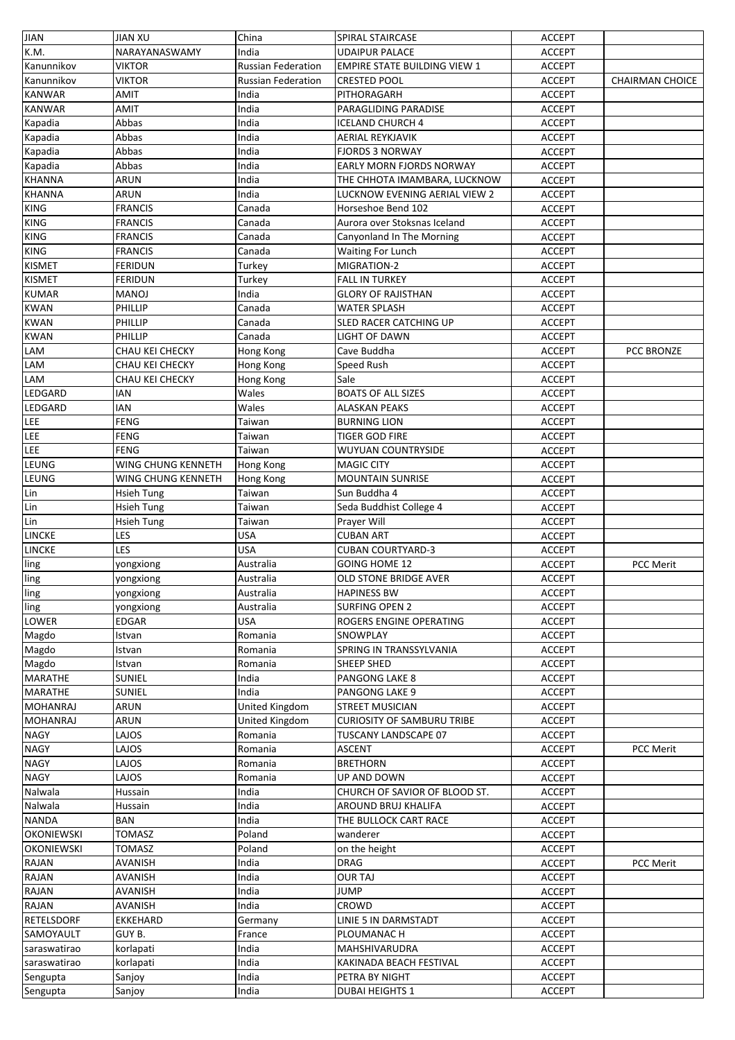| | | | | | |
|---|---|---|---|---|---|
| JIAN | JIAN XU | China | SPIRAL STAIRCASE | ACCEPT | |
| K.M. | NARAYANASWAMY | India | UDAIPUR PALACE | ACCEPT | |
| Kanunnikov | VIKTOR | Russian Federation | EMPIRE STATE BUILDING VIEW 1 | ACCEPT | |
| Kanunnikov | VIKTOR | Russian Federation | CRESTED POOL | ACCEPT | CHAIRMAN CHOICE |
| KANWAR | AMIT | India | PITHORAGARH | ACCEPT | |
| KANWAR | AMIT | India | PARAGLIDING PARADISE | ACCEPT | |
| Kapadia | Abbas | India | ICELAND CHURCH 4 | ACCEPT | |
| Kapadia | Abbas | India | AERIAL REYKJAVIK | ACCEPT | |
| Kapadia | Abbas | India | FJORDS 3 NORWAY | ACCEPT | |
| Kapadia | Abbas | India | EARLY MORN FJORDS NORWAY | ACCEPT | |
| KHANNA | ARUN | India | THE CHHOTA IMAMBARA, LUCKNOW | ACCEPT | |
| KHANNA | ARUN | India | LUCKNOW EVENING AERIAL VIEW 2 | ACCEPT | |
| KING | FRANCIS | Canada | Horseshoe Bend 102 | ACCEPT | |
| KING | FRANCIS | Canada | Aurora over Stoksnas Iceland | ACCEPT | |
| KING | FRANCIS | Canada | Canyonland In The Morning | ACCEPT | |
| KING | FRANCIS | Canada | Waiting For Lunch | ACCEPT | |
| KISMET | FERIDUN | Turkey | MIGRATION-2 | ACCEPT | |
| KISMET | FERIDUN | Turkey | FALL IN TURKEY | ACCEPT | |
| KUMAR | MANOJ | India | GLORY OF RAJISTHAN | ACCEPT | |
| KWAN | PHILLIP | Canada | WATER SPLASH | ACCEPT | |
| KWAN | PHILLIP | Canada | SLED RACER CATCHING UP | ACCEPT | |
| KWAN | PHILLIP | Canada | LIGHT OF DAWN | ACCEPT | |
| LAM | CHAU KEI CHECKY | Hong Kong | Cave Buddha | ACCEPT | PCC BRONZE |
| LAM | CHAU KEI CHECKY | Hong Kong | Speed Rush | ACCEPT | |
| LAM | CHAU KEI CHECKY | Hong Kong | Sale | ACCEPT | |
| LEDGARD | IAN | Wales | BOATS OF ALL SIZES | ACCEPT | |
| LEDGARD | IAN | Wales | ALASKAN PEAKS | ACCEPT | |
| LEE | FENG | Taiwan | BURNING LION | ACCEPT | |
| LEE | FENG | Taiwan | TIGER GOD FIRE | ACCEPT | |
| LEE | FENG | Taiwan | WUYUAN COUNTRYSIDE | ACCEPT | |
| LEUNG | WING CHUNG KENNETH | Hong Kong | MAGIC CITY | ACCEPT | |
| LEUNG | WING CHUNG KENNETH | Hong Kong | MOUNTAIN SUNRISE | ACCEPT | |
| Lin | Hsieh Tung | Taiwan | Sun Buddha 4 | ACCEPT | |
| Lin | Hsieh Tung | Taiwan | Seda Buddhist College 4 | ACCEPT | |
| Lin | Hsieh Tung | Taiwan | Prayer Will | ACCEPT | |
| LINCKE | LES | USA | CUBAN ART | ACCEPT | |
| LINCKE | LES | USA | CUBAN COURTYARD-3 | ACCEPT | |
| ling | yongxiong | Australia | GOING HOME 12 | ACCEPT | PCC Merit |
| ling | yongxiong | Australia | OLD STONE BRIDGE AVER | ACCEPT | |
| ling | yongxiong | Australia | HAPINESS BW | ACCEPT | |
| ling | yongxiong | Australia | SURFING OPEN 2 | ACCEPT | |
| LOWER | EDGAR | USA | ROGERS ENGINE OPERATING | ACCEPT | |
| Magdo | Istvan | Romania | SNOWPLAY | ACCEPT | |
| Magdo | Istvan | Romania | SPRING IN TRANSSYLVANIA | ACCEPT | |
| Magdo | Istvan | Romania | SHEEP SHED | ACCEPT | |
| MARATHE | SUNIEL | India | PANGONG LAKE 8 | ACCEPT | |
| MARATHE | SUNIEL | India | PANGONG LAKE 9 | ACCEPT | |
| MOHANRAJ | ARUN | United Kingdom | STREET MUSICIAN | ACCEPT | |
| MOHANRAJ | ARUN | United Kingdom | CURIOSITY OF SAMBURU TRIBE | ACCEPT | |
| NAGY | LAJOS | Romania | TUSCANY LANDSCAPE 07 | ACCEPT | |
| NAGY | LAJOS | Romania | ASCENT | ACCEPT | PCC Merit |
| NAGY | LAJOS | Romania | BRETHORN | ACCEPT | |
| NAGY | LAJOS | Romania | UP AND DOWN | ACCEPT | |
| Nalwala | Hussain | India | CHURCH OF SAVIOR OF BLOOD ST. | ACCEPT | |
| Nalwala | Hussain | India | AROUND BRUJ KHALIFA | ACCEPT | |
| NANDA | BAN | India | THE BULLOCK CART RACE | ACCEPT | |
| OKONIEWSKI | TOMASZ | Poland | wanderer | ACCEPT | |
| OKONIEWSKI | TOMASZ | Poland | on the height | ACCEPT | |
| RAJAN | AVANISH | India | DRAG | ACCEPT | PCC Merit |
| RAJAN | AVANISH | India | OUR TAJ | ACCEPT | |
| RAJAN | AVANISH | India | JUMP | ACCEPT | |
| RAJAN | AVANISH | India | CROWD | ACCEPT | |
| RETELSDORF | EKKEHARD | Germany | LINIE 5 IN DARMSTADT | ACCEPT | |
| SAMOYAULT | GUY B. | France | PLOUMANAC H | ACCEPT | |
| saraswatirao | korlapati | India | MAHSHIVARUDRA | ACCEPT | |
| saraswatirao | korlapati | India | KAKINADA BEACH FESTIVAL | ACCEPT | |
| Sengupta | Sanjoy | India | PETRA BY NIGHT | ACCEPT | |
| Sengupta | Sanjoy | India | DUBAI HEIGHTS 1 | ACCEPT | |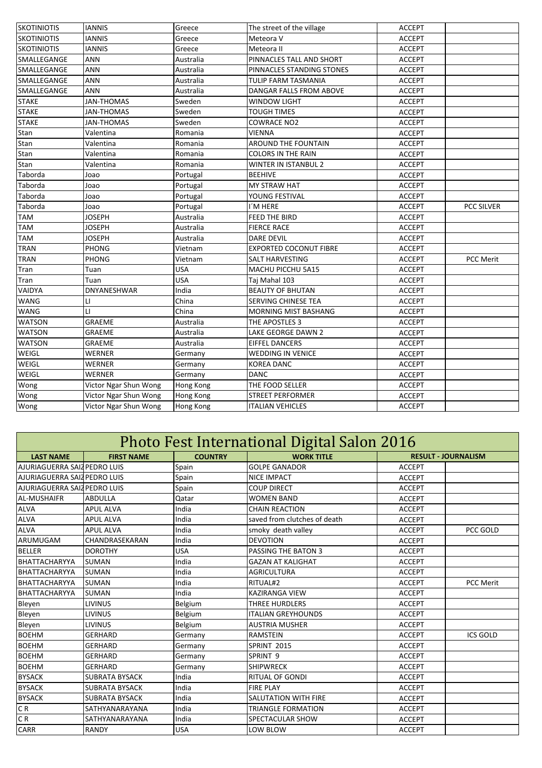| | | | | | |
|---|---|---|---|---|---|
| SKOTINIOTIS | IANNIS | Greece | The street of the village | ACCEPT | |
| SKOTINIOTIS | IANNIS | Greece | Meteora V | ACCEPT | |
| SKOTINIOTIS | IANNIS | Greece | Meteora II | ACCEPT | |
| SMALLEGANGE | ANN | Australia | PINNACLES TALL AND SHORT | ACCEPT | |
| SMALLEGANGE | ANN | Australia | PINNACLES STANDING STONES | ACCEPT | |
| SMALLEGANGE | ANN | Australia | TULIP FARM TASMANIA | ACCEPT | |
| SMALLEGANGE | ANN | Australia | DANGAR FALLS FROM ABOVE | ACCEPT | |
| STAKE | JAN-THOMAS | Sweden | WINDOW LIGHT | ACCEPT | |
| STAKE | JAN-THOMAS | Sweden | TOUGH TIMES | ACCEPT | |
| STAKE | JAN-THOMAS | Sweden | COWRACE NO2 | ACCEPT | |
| Stan | Valentina | Romania | VIENNA | ACCEPT | |
| Stan | Valentina | Romania | AROUND THE FOUNTAIN | ACCEPT | |
| Stan | Valentina | Romania | COLORS IN THE RAIN | ACCEPT | |
| Stan | Valentina | Romania | WINTER IN ISTANBUL 2 | ACCEPT | |
| Taborda | Joao | Portugal | BEEHIVE | ACCEPT | |
| Taborda | Joao | Portugal | MY STRAW HAT | ACCEPT | |
| Taborda | Joao | Portugal | YOUNG FESTIVAL | ACCEPT | |
| Taborda | Joao | Portugal | I´M HERE | ACCEPT | PCC SILVER |
| TAM | JOSEPH | Australia | FEED THE BIRD | ACCEPT | |
| TAM | JOSEPH | Australia | FIERCE RACE | ACCEPT | |
| TAM | JOSEPH | Australia | DARE DEVIL | ACCEPT | |
| TRAN | PHONG | Vietnam | EXPORTED COCONUT FIBRE | ACCEPT | |
| TRAN | PHONG | Vietnam | SALT HARVESTING | ACCEPT | PCC Merit |
| Tran | Tuan | USA | MACHU PICCHU 5A15 | ACCEPT | |
| Tran | Tuan | USA | Taj Mahal 103 | ACCEPT | |
| VAIDYA | DNYANESHWAR | India | BEAUTY OF BHUTAN | ACCEPT | |
| WANG | LI | China | SERVING CHINESE TEA | ACCEPT | |
| WANG | LI | China | MORNING MIST BASHANG | ACCEPT | |
| WATSON | GRAEME | Australia | THE APOSTLES 3 | ACCEPT | |
| WATSON | GRAEME | Australia | LAKE GEORGE DAWN 2 | ACCEPT | |
| WATSON | GRAEME | Australia | EIFFEL DANCERS | ACCEPT | |
| WEIGL | WERNER | Germany | WEDDING IN VENICE | ACCEPT | |
| WEIGL | WERNER | Germany | KOREA DANC | ACCEPT | |
| WEIGL | WERNER | Germany | DANC | ACCEPT | |
| Wong | Victor Ngar Shun Wong | Hong Kong | THE FOOD SELLER | ACCEPT | |
| Wong | Victor Ngar Shun Wong | Hong Kong | STREET PERFORMER | ACCEPT | |
| Wong | Victor Ngar Shun Wong | Hong Kong | ITALIAN VEHICLES | ACCEPT | |

# Photo Fest International Digital Salon 2016

| LAST NAME | FIRST NAME | COUNTRY | WORK TITLE | RESULT - JOURNALISM | |
|---|---|---|---|---|---|
| AJURIAGUERRA SAIZ | PEDRO LUIS | Spain | GOLPE GANADOR | ACCEPT | |
| AJURIAGUERRA SAIZ | PEDRO LUIS | Spain | NICE IMPACT | ACCEPT | |
| AJURIAGUERRA SAIZ | PEDRO LUIS | Spain | COUP DIRECT | ACCEPT | |
| AL-MUSHAIFR | ABDULLA | Qatar | WOMEN BAND | ACCEPT | |
| ALVA | APUL ALVA | India | CHAIN REACTION | ACCEPT | |
| ALVA | APUL ALVA | India | saved from clutches of death | ACCEPT | |
| ALVA | APUL ALVA | India | smoky death valley | ACCEPT | PCC GOLD |
| ARUMUGAM | CHANDRASEKARAN | India | DEVOTION | ACCEPT | |
| BELLER | DOROTHY | USA | PASSING THE BATON 3 | ACCEPT | |
| BHATTACHARYYA | SUMAN | India | GAZAN AT KALIGHAT | ACCEPT | |
| BHATTACHARYYA | SUMAN | India | AGRICULTURA | ACCEPT | |
| BHATTACHARYYA | SUMAN | India | RITUAL#2 | ACCEPT | PCC Merit |
| BHATTACHARYYA | SUMAN | India | KAZIRANGA VIEW | ACCEPT | |
| Bleyen | LIVINUS | Belgium | THREE HURDLERS | ACCEPT | |
| Bleyen | LIVINUS | Belgium | ITALIAN GREYHOUNDS | ACCEPT | |
| Bleyen | LIVINUS | Belgium | AUSTRIA MUSHER | ACCEPT | |
| BOEHM | GERHARD | Germany | RAMSTEIN | ACCEPT | ICS GOLD |
| BOEHM | GERHARD | Germany | SPRINT 2015 | ACCEPT | |
| BOEHM | GERHARD | Germany | SPRINT 9 | ACCEPT | |
| BOEHM | GERHARD | Germany | SHIPWRECK | ACCEPT | |
| BYSACK | SUBRATA BYSACK | India | RITUAL OF GONDI | ACCEPT | |
| BYSACK | SUBRATA BYSACK | India | FIRE PLAY | ACCEPT | |
| BYSACK | SUBRATA BYSACK | India | SALUTATION WITH FIRE | ACCEPT | |
| C R | SATHYANARAYANA | India | TRIANGLE FORMATION | ACCEPT | |
| C R | SATHYANARAYANA | India | SPECTACULAR SHOW | ACCEPT | |
| CARR | RANDY | USA | LOW BLOW | ACCEPT | |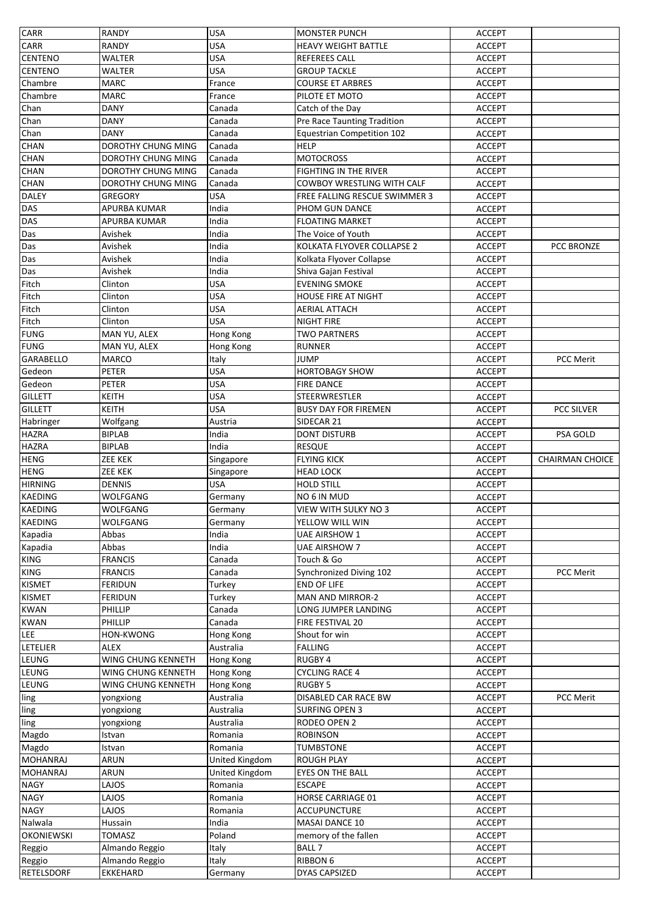| CARR | RANDY | USA | MONSTER PUNCH | ACCEPT | |
|---|---|---|---|---|---|
| CARR | RANDY | USA | HEAVY WEIGHT BATTLE | ACCEPT | |
| CENTENO | WALTER | USA | REFEREES CALL | ACCEPT | |
| CENTENO | WALTER | USA | GROUP TACKLE | ACCEPT | |
| Chambre | MARC | France | COURSE ET ARBRES | ACCEPT | |
| Chambre | MARC | France | PILOTE ET MOTO | ACCEPT | |
| Chan | DANY | Canada | Catch of the Day | ACCEPT | |
| Chan | DANY | Canada | Pre Race Taunting Tradition | ACCEPT | |
| Chan | DANY | Canada | Equestrian Competition 102 | ACCEPT | |
| CHAN | DOROTHY CHUNG MING | Canada | HELP | ACCEPT | |
| CHAN | DOROTHY CHUNG MING | Canada | MOTOCROSS | ACCEPT | |
| CHAN | DOROTHY CHUNG MING | Canada | FIGHTING IN THE RIVER | ACCEPT | |
| CHAN | DOROTHY CHUNG MING | Canada | COWBOY WRESTLING WITH CALF | ACCEPT | |
| DALEY | GREGORY | USA | FREE FALLING RESCUE SWIMMER 3 | ACCEPT | |
| DAS | APURBA KUMAR | India | PHOM GUN DANCE | ACCEPT | |
| DAS | APURBA KUMAR | India | FLOATING MARKET | ACCEPT | |
| Das | Avishek | India | The Voice of Youth | ACCEPT | |
| Das | Avishek | India | KOLKATA FLYOVER COLLAPSE 2 | ACCEPT | PCC BRONZE |
| Das | Avishek | India | Kolkata Flyover Collapse | ACCEPT | |
| Das | Avishek | India | Shiva Gajan Festival | ACCEPT | |
| Fitch | Clinton | USA | EVENING SMOKE | ACCEPT | |
| Fitch | Clinton | USA | HOUSE FIRE AT NIGHT | ACCEPT | |
| Fitch | Clinton | USA | AERIAL ATTACH | ACCEPT | |
| Fitch | Clinton | USA | NIGHT FIRE | ACCEPT | |
| FUNG | MAN YU, ALEX | Hong Kong | TWO PARTNERS | ACCEPT | |
| FUNG | MAN YU, ALEX | Hong Kong | RUNNER | ACCEPT | |
| GARABELLO | MARCO | Italy | JUMP | ACCEPT | PCC Merit |
| Gedeon | PETER | USA | HORTOBAGY SHOW | ACCEPT | |
| Gedeon | PETER | USA | FIRE DANCE | ACCEPT | |
| GILLETT | KEITH | USA | STEERWRESTLER | ACCEPT | |
| GILLETT | KEITH | USA | BUSY DAY FOR FIREMEN | ACCEPT | PCC SILVER |
| Habringer | Wolfgang | Austria | SIDECAR 21 | ACCEPT | |
| HAZRA | BIPLAB | India | DONT DISTURB | ACCEPT | PSA GOLD |
| HAZRA | BIPLAB | India | RESQUE | ACCEPT | |
| HENG | ZEE KEK | Singapore | FLYING KICK | ACCEPT | CHAIRMAN CHOICE |
| HENG | ZEE KEK | Singapore | HEAD LOCK | ACCEPT | |
| HIRNING | DENNIS | USA | HOLD STILL | ACCEPT | |
| KAEDING | WOLFGANG | Germany | NO 6 IN MUD | ACCEPT | |
| KAEDING | WOLFGANG | Germany | VIEW WITH SULKY NO 3 | ACCEPT | |
| KAEDING | WOLFGANG | Germany | YELLOW WILL WIN | ACCEPT | |
| Kapadia | Abbas | India | UAE AIRSHOW 1 | ACCEPT | |
| Kapadia | Abbas | India | UAE AIRSHOW 7 | ACCEPT | |
| KING | FRANCIS | Canada | Touch & Go | ACCEPT | |
| KING | FRANCIS | Canada | Synchronized Diving 102 | ACCEPT | PCC Merit |
| KISMET | FERIDUN | Turkey | END OF LIFE | ACCEPT | |
| KISMET | FERIDUN | Turkey | MAN AND MIRROR-2 | ACCEPT | |
| KWAN | PHILLIP | Canada | LONG JUMPER LANDING | ACCEPT | |
| KWAN | PHILLIP | Canada | FIRE FESTIVAL 20 | ACCEPT | |
| LEE | HON-KWONG | Hong Kong | Shout for win | ACCEPT | |
| LETELIER | ALEX | Australia | FALLING | ACCEPT | |
| LEUNG | WING CHUNG KENNETH | Hong Kong | RUGBY 4 | ACCEPT | |
| LEUNG | WING CHUNG KENNETH | Hong Kong | CYCLING RACE 4 | ACCEPT | |
| LEUNG | WING CHUNG KENNETH | Hong Kong | RUGBY 5 | ACCEPT | |
| ling | yongxiong | Australia | DISABLED CAR RACE BW | ACCEPT | PCC Merit |
| ling | yongxiong | Australia | SURFING OPEN 3 | ACCEPT | |
| ling | yongxiong | Australia | RODEO OPEN 2 | ACCEPT | |
| Magdo | Istvan | Romania | ROBINSON | ACCEPT | |
| Magdo | Istvan | Romania | TUMBSTONE | ACCEPT | |
| MOHANRAJ | ARUN | United Kingdom | ROUGH PLAY | ACCEPT | |
| MOHANRAJ | ARUN | United Kingdom | EYES ON THE BALL | ACCEPT | |
| NAGY | LAJOS | Romania | ESCAPE | ACCEPT | |
| NAGY | LAJOS | Romania | HORSE CARRIAGE 01 | ACCEPT | |
| NAGY | LAJOS | Romania | ACCUPUNCTURE | ACCEPT | |
| Nalwala | Hussain | India | MASAI DANCE 10 | ACCEPT | |
| OKONIEWSKI | TOMASZ | Poland | memory of the fallen | ACCEPT | |
| Reggio | Almando Reggio | Italy | BALL 7 | ACCEPT | |
| Reggio | Almando Reggio | Italy | RIBBON 6 | ACCEPT | |
| RETELSDORF | EKKEHARD | Germany | DYAS CAPSIZED | ACCEPT | |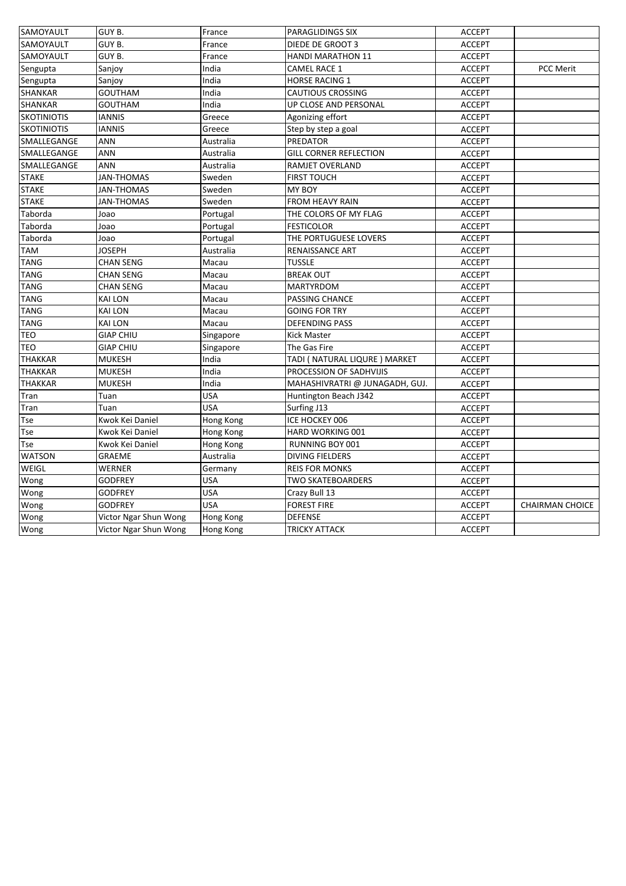| | | | | | |
|---|---|---|---|---|---|
| SAMOYAULT | GUY B. | France | PARAGLIDINGS SIX | ACCEPT | |
| SAMOYAULT | GUY B. | France | DIEDE DE GROOT 3 | ACCEPT | |
| SAMOYAULT | GUY B. | France | HANDI MARATHON 11 | ACCEPT | |
| Sengupta | Sanjoy | India | CAMEL RACE 1 | ACCEPT | PCC Merit |
| Sengupta | Sanjoy | India | HORSE RACING 1 | ACCEPT | |
| SHANKAR | GOUTHAM | India | CAUTIOUS CROSSING | ACCEPT | |
| SHANKAR | GOUTHAM | India | UP CLOSE AND PERSONAL | ACCEPT | |
| SKOTINIOTIS | IANNIS | Greece | Agonizing effort | ACCEPT | |
| SKOTINIOTIS | IANNIS | Greece | Step by step a goal | ACCEPT | |
| SMALLEGANGE | ANN | Australia | PREDATOR | ACCEPT | |
| SMALLEGANGE | ANN | Australia | GILL CORNER REFLECTION | ACCEPT | |
| SMALLEGANGE | ANN | Australia | RAMJET OVERLAND | ACCEPT | |
| STAKE | JAN-THOMAS | Sweden | FIRST TOUCH | ACCEPT | |
| STAKE | JAN-THOMAS | Sweden | MY BOY | ACCEPT | |
| STAKE | JAN-THOMAS | Sweden | FROM HEAVY RAIN | ACCEPT | |
| Taborda | Joao | Portugal | THE COLORS OF MY FLAG | ACCEPT | |
| Taborda | Joao | Portugal | FESTICOLOR | ACCEPT | |
| Taborda | Joao | Portugal | THE PORTUGUESE LOVERS | ACCEPT | |
| TAM | JOSEPH | Australia | RENAISSANCE ART | ACCEPT | |
| TANG | CHAN SENG | Macau | TUSSLE | ACCEPT | |
| TANG | CHAN SENG | Macau | BREAK OUT | ACCEPT | |
| TANG | CHAN SENG | Macau | MARTYRDOM | ACCEPT | |
| TANG | KAI LON | Macau | PASSING CHANCE | ACCEPT | |
| TANG | KAI LON | Macau | GOING FOR TRY | ACCEPT | |
| TANG | KAI LON | Macau | DEFENDING PASS | ACCEPT | |
| TEO | GIAP CHIU | Singapore | Kick Master | ACCEPT | |
| TEO | GIAP CHIU | Singapore | The Gas Fire | ACCEPT | |
| THAKKAR | MUKESH | India | TADI ( NATURAL LIQURE ) MARKET | ACCEPT | |
| THAKKAR | MUKESH | India | PROCESSION OF SADHVIJIS | ACCEPT | |
| THAKKAR | MUKESH | India | MAHASHIVRATRI @ JUNAGADH, GUJ. | ACCEPT | |
| Tran | Tuan | USA | Huntington Beach J342 | ACCEPT | |
| Tran | Tuan | USA | Surfing J13 | ACCEPT | |
| Tse | Kwok Kei Daniel | Hong Kong | ICE HOCKEY 006 | ACCEPT | |
| Tse | Kwok Kei Daniel | Hong Kong | HARD WORKING 001 | ACCEPT | |
| Tse | Kwok Kei Daniel | Hong Kong | RUNNING BOY 001 | ACCEPT | |
| WATSON | GRAEME | Australia | DIVING FIELDERS | ACCEPT | |
| WEIGL | WERNER | Germany | REIS FOR MONKS | ACCEPT | |
| Wong | GODFREY | USA | TWO SKATEBOARDERS | ACCEPT | |
| Wong | GODFREY | USA | Crazy Bull 13 | ACCEPT | |
| Wong | GODFREY | USA | FOREST FIRE | ACCEPT | CHAIRMAN CHOICE |
| Wong | Victor Ngar Shun Wong | Hong Kong | DEFENSE | ACCEPT | |
| Wong | Victor Ngar Shun Wong | Hong Kong | TRICKY ATTACK | ACCEPT | |